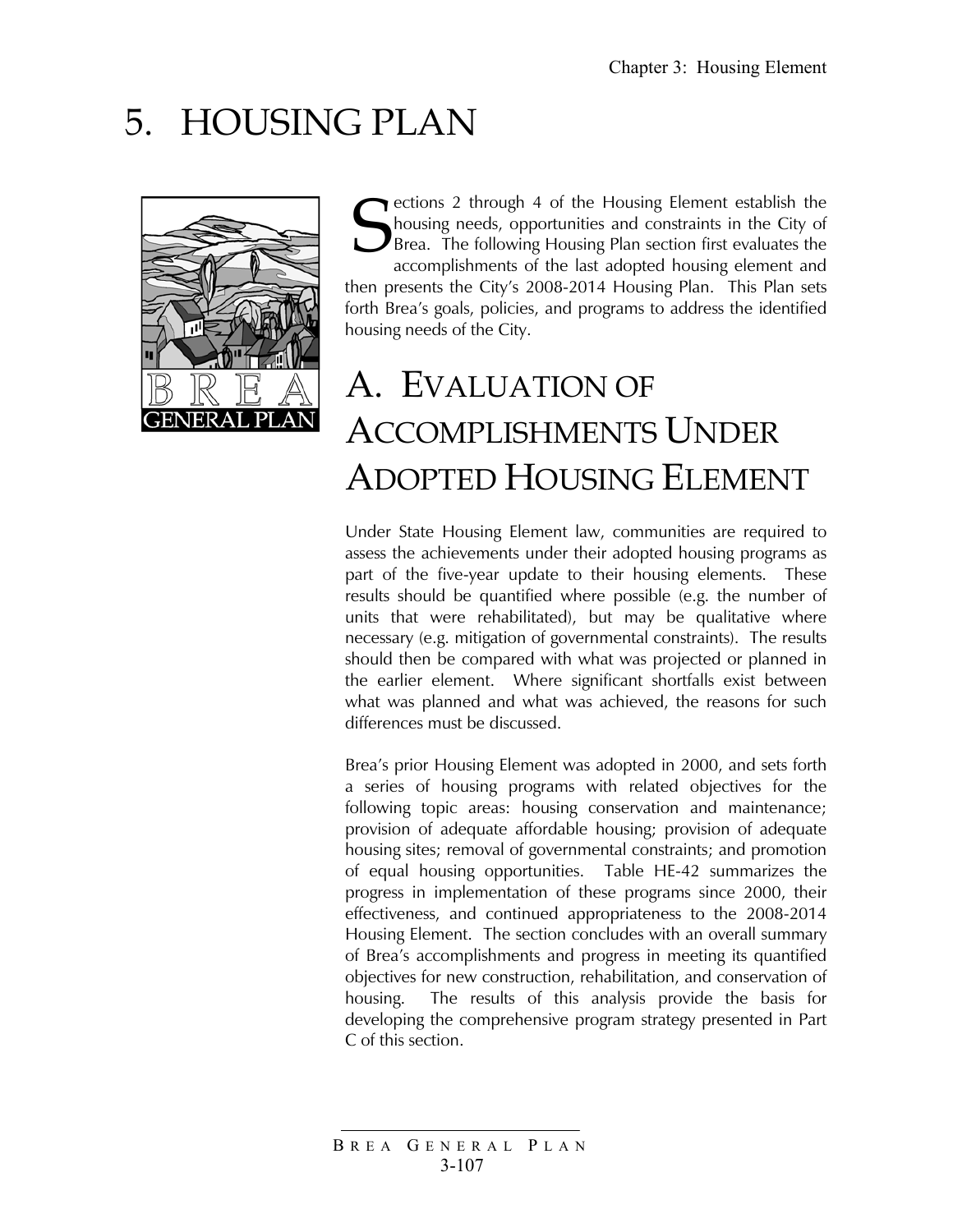# 5. HOUSING PLAN

Sections 2 through 4 of the Housing Element establish the housing needs, opportunities and constraints in the City of Brea. The following Housing Plan section first evaluates the accomplishments of the last adopted housing element and then presents the City's 2008-2014 Housing Plan. This Plan sets forth Brea's goals, policies, and programs to address the identified housing needs of the City.

## A. EVALUATION OF ACCOMPLISHMENTS UNDER ADOPTED HOUSING ELEMENT

Under State Housing Element law, communities are required to assess the achievements under their adopted housing programs as part of the five-year update to their housing elements. These results should be quantified where possible (e.g. the number of units that were rehabilitated), but may be qualitative where necessary (e.g. mitigation of governmental constraints). The results should then be compared with what was projected or planned in the earlier element. Where significant shortfalls exist between what was planned and what was achieved, the reasons for such differences must be discussed.

Brea's prior Housing Element was adopted in 2000, and sets forth a series of housing programs with related objectives for the following topic areas: housing conservation and maintenance; provision of adequate affordable housing; provision of adequate housing sites; removal of governmental constraints; and promotion of equal housing opportunities. Table HE-42 summarizes the progress in implementation of these programs since 2000, their effectiveness, and continued appropriateness to the 2008-2014 Housing Element. The section concludes with an overall summary of Brea's accomplishments and progress in meeting its quantified objectives for new construction, rehabilitation, and conservation of housing. The results of this analysis provide the basis for developing the comprehensive program strategy presented in Part C of this section.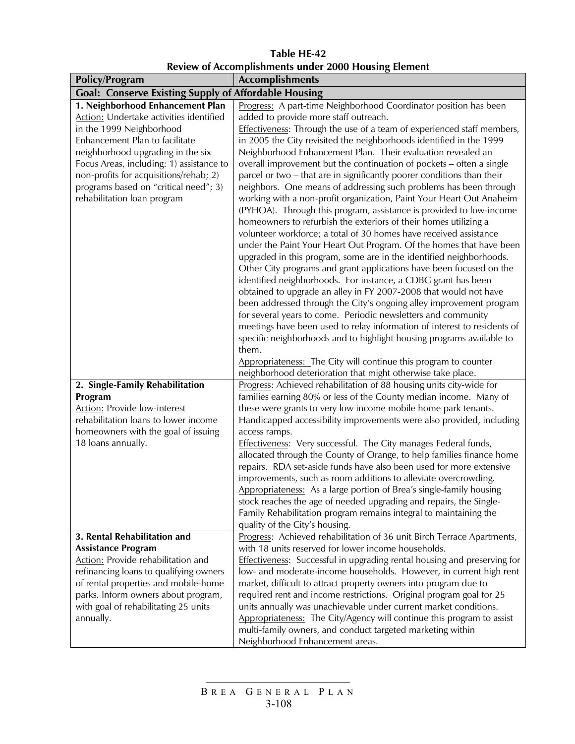**Table HE-42**
**Review of Accomplishments under 2000 Housing Element**

| Policy/Program | Accomplishments |
|---|---|
| **Goal: Conserve Existing Supply of Affordable Housing** | |
| **1. Neighborhood Enhancement Plan** Action: Undertake activities identified in the 1999 Neighborhood Enhancement Plan to facilitate neighborhood upgrading in the six Focus Areas, including: 1) assistance to non-profits for acquisitions/rehab; 2) programs based on "critical need"; 3) rehabilitation loan program | Progress: A part-time Neighborhood Coordinator position has been added to provide more staff outreach. Effectiveness: Through the use of a team of experienced staff members, in 2005 the City revisited the neighborhoods identified in the 1999 Neighborhood Enhancement Plan. Their evaluation revealed an overall improvement but the continuation of pockets – often a single parcel or two – that are in significantly poorer conditions than their neighbors. One means of addressing such problems has been through working with a non-profit organization, Paint Your Heart Out Anaheim (PYHOA). Through this program, assistance is provided to low-income homeowners to refurbish the exteriors of their homes utilizing a volunteer workforce; a total of 30 homes have received assistance under the Paint Your Heart Out Program. Of the homes that have been upgraded in this program, some are in the identified neighborhoods. Other City programs and grant applications have been focused on the identified neighborhoods. For instance, a CDBG grant has been obtained to upgrade an alley in FY 2007-2008 that would not have been addressed through the City's ongoing alley improvement program for several years to come. Periodic newsletters and community meetings have been used to relay information of interest to residents of specific neighborhoods and to highlight housing programs available to them. Appropriateness: The City will continue this program to counter neighborhood deterioration that might otherwise take place. |
| **2. Single-Family Rehabilitation Program** Action: Provide low-interest rehabilitation loans to lower income homeowners with the goal of issuing 18 loans annually. | Progress: Achieved rehabilitation of 88 housing units city-wide for families earning 80% or less of the County median income. Many of these were grants to very low income mobile home park tenants. Handicapped accessibility improvements were also provided, including access ramps. Effectiveness: Very successful. The City manages Federal funds, allocated through the County of Orange, to help families finance home repairs. RDA set-aside funds have also been used for more extensive improvements, such as room additions to alleviate overcrowding. Appropriateness: As a large portion of Brea's single-family housing stock reaches the age of needed upgrading and repairs, the Single-Family Rehabilitation program remains integral to maintaining the quality of the City's housing. |
| **3. Rental Rehabilitation and Assistance Program** Action: Provide rehabilitation and refinancing loans to qualifying owners of rental properties and mobile-home parks. Inform owners about program, with goal of rehabilitating 25 units annually. | Progress: Achieved rehabilitation of 36 unit Birch Terrace Apartments, with 18 units reserved for lower income households. Effectiveness: Successful in upgrading rental housing and preserving for low- and moderate-income households. However, in current high rent market, difficult to attract property owners into program due to required rent and income restrictions. Original program goal for 25 units annually was unachievable under current market conditions. Appropriateness: The City/Agency will continue this program to assist multi-family owners, and conduct targeted marketing within Neighborhood Enhancement areas. |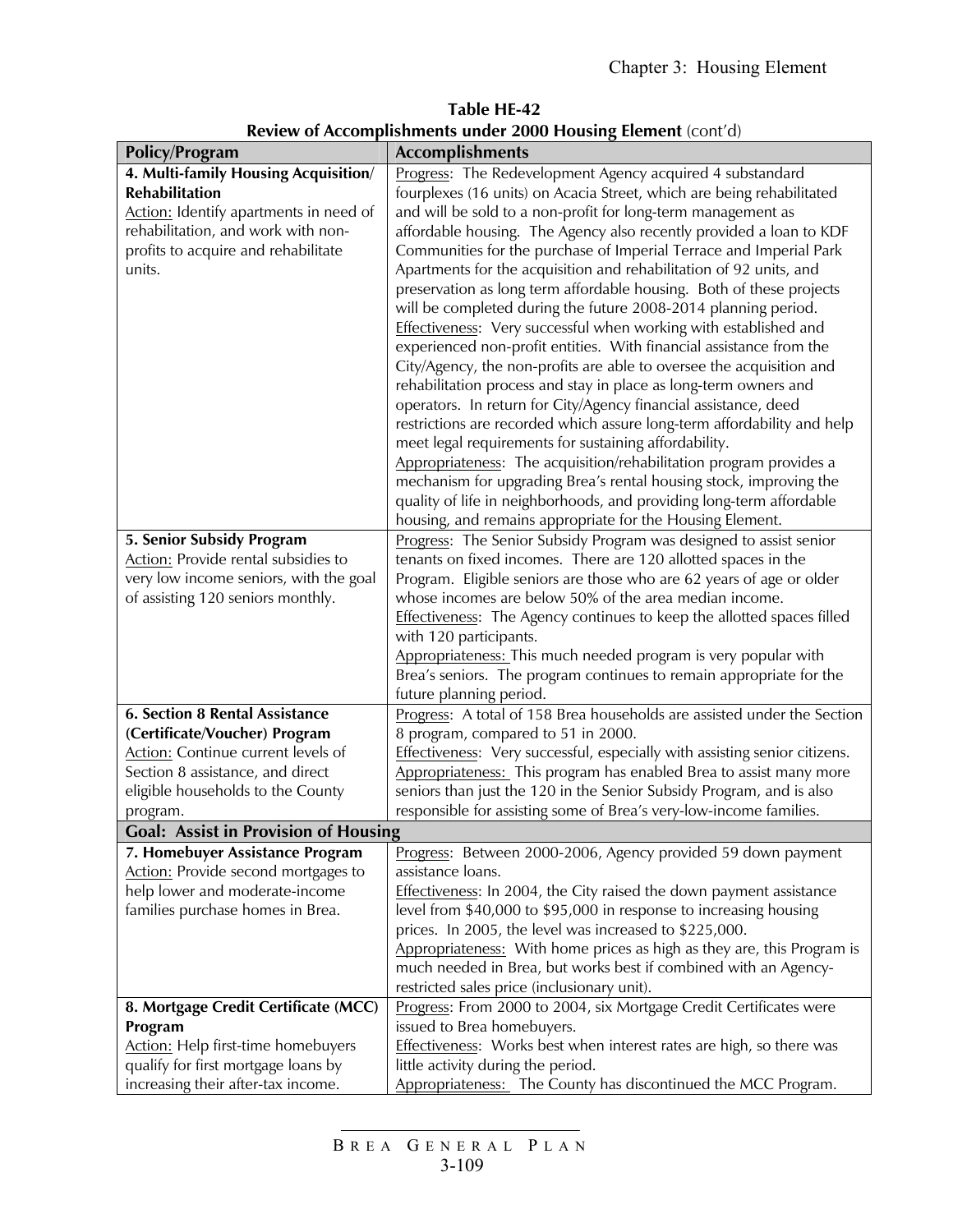**Table HE-42**
**Review of Accomplishments under 2000 Housing Element** (cont'd)

| Policy/Program | Accomplishments |
|---|---|
| **4. Multi-family Housing Acquisition/ Rehabilitation**<br>Action: Identify apartments in need of rehabilitation, and work with non-profits to acquire and rehabilitate units. | Progress: The Redevelopment Agency acquired 4 substandard fourplexes (16 units) on Acacia Street, which are being rehabilitated and will be sold to a non-profit for long-term management as affordable housing. The Agency also recently provided a loan to KDF Communities for the purchase of Imperial Terrace and Imperial Park Apartments for the acquisition and rehabilitation of 92 units, and preservation as long term affordable housing. Both of these projects will be completed during the future 2008-2014 planning period.<br>Effectiveness: Very successful when working with established and experienced non-profit entities. With financial assistance from the City/Agency, the non-profits are able to oversee the acquisition and rehabilitation process and stay in place as long-term owners and operators. In return for City/Agency financial assistance, deed restrictions are recorded which assure long-term affordability and help meet legal requirements for sustaining affordability.<br>Appropriateness: The acquisition/rehabilitation program provides a mechanism for upgrading Brea's rental housing stock, improving the quality of life in neighborhoods, and providing long-term affordable housing, and remains appropriate for the Housing Element. |
| **5. Senior Subsidy Program**<br>Action: Provide rental subsidies to very low income seniors, with the goal of assisting 120 seniors monthly. | Progress: The Senior Subsidy Program was designed to assist senior tenants on fixed incomes. There are 120 allotted spaces in the Program. Eligible seniors are those who are 62 years of age or older whose incomes are below 50% of the area median income.<br>Effectiveness: The Agency continues to keep the allotted spaces filled with 120 participants.<br>Appropriateness: This much needed program is very popular with Brea's seniors. The program continues to remain appropriate for the future planning period. |
| **6. Section 8 Rental Assistance (Certificate/Voucher) Program**<br>Action: Continue current levels of Section 8 assistance, and direct eligible households to the County program. | Progress: A total of 158 Brea households are assisted under the Section 8 program, compared to 51 in 2000.<br>Effectiveness: Very successful, especially with assisting senior citizens.<br>Appropriateness: This program has enabled Brea to assist many more seniors than just the 120 in the Senior Subsidy Program, and is also responsible for assisting some of Brea's very-low-income families. |
| **Goal: Assist in Provision of Housing** | |
| **7. Homebuyer Assistance Program**<br>Action: Provide second mortgages to help lower and moderate-income families purchase homes in Brea. | Progress: Between 2000-2006, Agency provided 59 down payment assistance loans.<br>Effectiveness: In 2004, the City raised the down payment assistance level from $40,000 to $95,000 in response to increasing housing prices. In 2005, the level was increased to $225,000.<br>Appropriateness: With home prices as high as they are, this Program is much needed in Brea, but works best if combined with an Agency-restricted sales price (inclusionary unit). |
| **8. Mortgage Credit Certificate (MCC) Program**<br>Action: Help first-time homebuyers qualify for first mortgage loans by increasing their after-tax income. | Progress: From 2000 to 2004, six Mortgage Credit Certificates were issued to Brea homebuyers.<br>Effectiveness: Works best when interest rates are high, so there was little activity during the period.<br>Appropriateness: The County has discontinued the MCC Program. |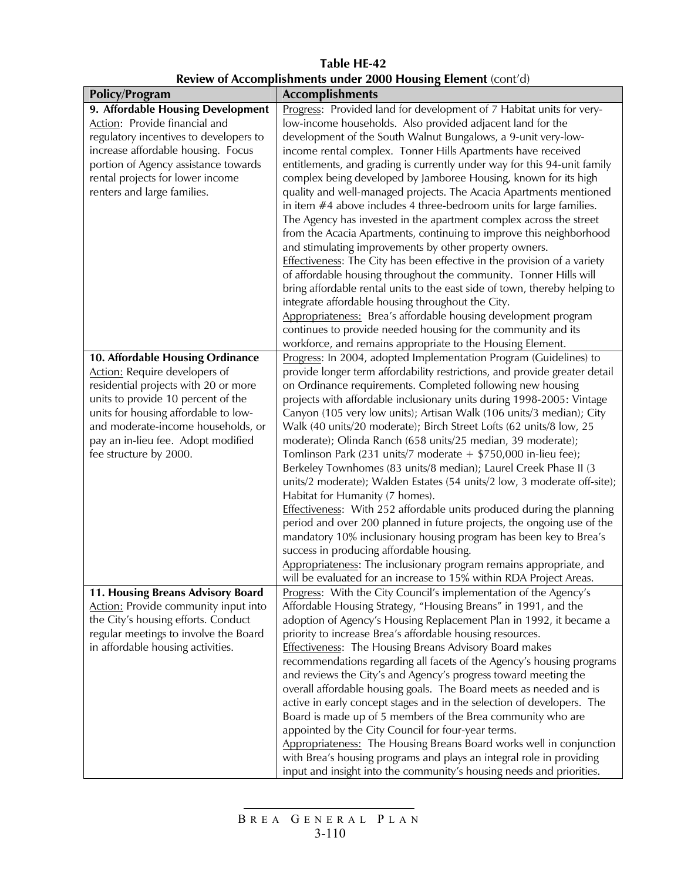**Table HE-42**
**Review of Accomplishments under 2000 Housing Element** (cont'd)

| **Policy/Program** | **Accomplishments** |
|---|---|
| **9. Affordable Housing Development** Action: Provide financial and regulatory incentives to developers to increase affordable housing. Focus portion of Agency assistance towards rental projects for lower income renters and large families. | Progress: Provided land for development of 7 Habitat units for very-low-income households. Also provided adjacent land for the development of the South Walnut Bungalows, a 9-unit very-low-income rental complex. Tonner Hills Apartments have received entitlements, and grading is currently under way for this 94-unit family complex being developed by Jamboree Housing, known for its high quality and well-managed projects. The Acacia Apartments mentioned in item #4 above includes 4 three-bedroom units for large families. The Agency has invested in the apartment complex across the street from the Acacia Apartments, continuing to improve this neighborhood and stimulating improvements by other property owners. <br>Effectiveness: The City has been effective in the provision of a variety of affordable housing throughout the community. Tonner Hills will bring affordable rental units to the east side of town, thereby helping to integrate affordable housing throughout the City. <br>Appropriateness: Brea's affordable housing development program continues to provide needed housing for the community and its workforce, and remains appropriate to the Housing Element. |
| **10. Affordable Housing Ordinance** Action: Require developers of residential projects with 20 or more units to provide 10 percent of the units for housing affordable to low- and moderate-income households, or pay an in-lieu fee. Adopt modified fee structure by 2000. | Progress: In 2004, adopted Implementation Program (Guidelines) to provide longer term affordability restrictions, and provide greater detail on Ordinance requirements. Completed following new housing projects with affordable inclusionary units during 1998-2005: Vintage Canyon (105 very low units); Artisan Walk (106 units/3 median); City Walk (40 units/20 moderate); Birch Street Lofts (62 units/8 low, 25 moderate); Olinda Ranch (658 units/25 median, 39 moderate); Tomlinson Park (231 units/7 moderate + $750,000 in-lieu fee); Berkeley Townhomes (83 units/8 median); Laurel Creek Phase II (3 units/2 moderate); Walden Estates (54 units/2 low, 3 moderate off-site); Habitat for Humanity (7 homes). <br>Effectiveness: With 252 affordable units produced during the planning period and over 200 planned in future projects, the ongoing use of the mandatory 10% inclusionary housing program has been key to Brea's success in producing affordable housing. <br>Appropriateness: The inclusionary program remains appropriate, and will be evaluated for an increase to 15% within RDA Project Areas. |
| **11. Housing Breans Advisory Board** Action: Provide community input into the City's housing efforts. Conduct regular meetings to involve the Board in affordable housing activities. | Progress: With the City Council's implementation of the Agency's Affordable Housing Strategy, "Housing Breans" in 1991, and the adoption of Agency's Housing Replacement Plan in 1992, it became a priority to increase Brea's affordable housing resources. <br>Effectiveness: The Housing Breans Advisory Board makes recommendations regarding all facets of the Agency's housing programs and reviews the City's and Agency's progress toward meeting the overall affordable housing goals. The Board meets as needed and is active in early concept stages and in the selection of developers. The Board is made up of 5 members of the Brea community who are appointed by the City Council for four-year terms. <br>Appropriateness: The Housing Breans Board works well in conjunction with Brea's housing programs and plays an integral role in providing input and insight into the community's housing needs and priorities. |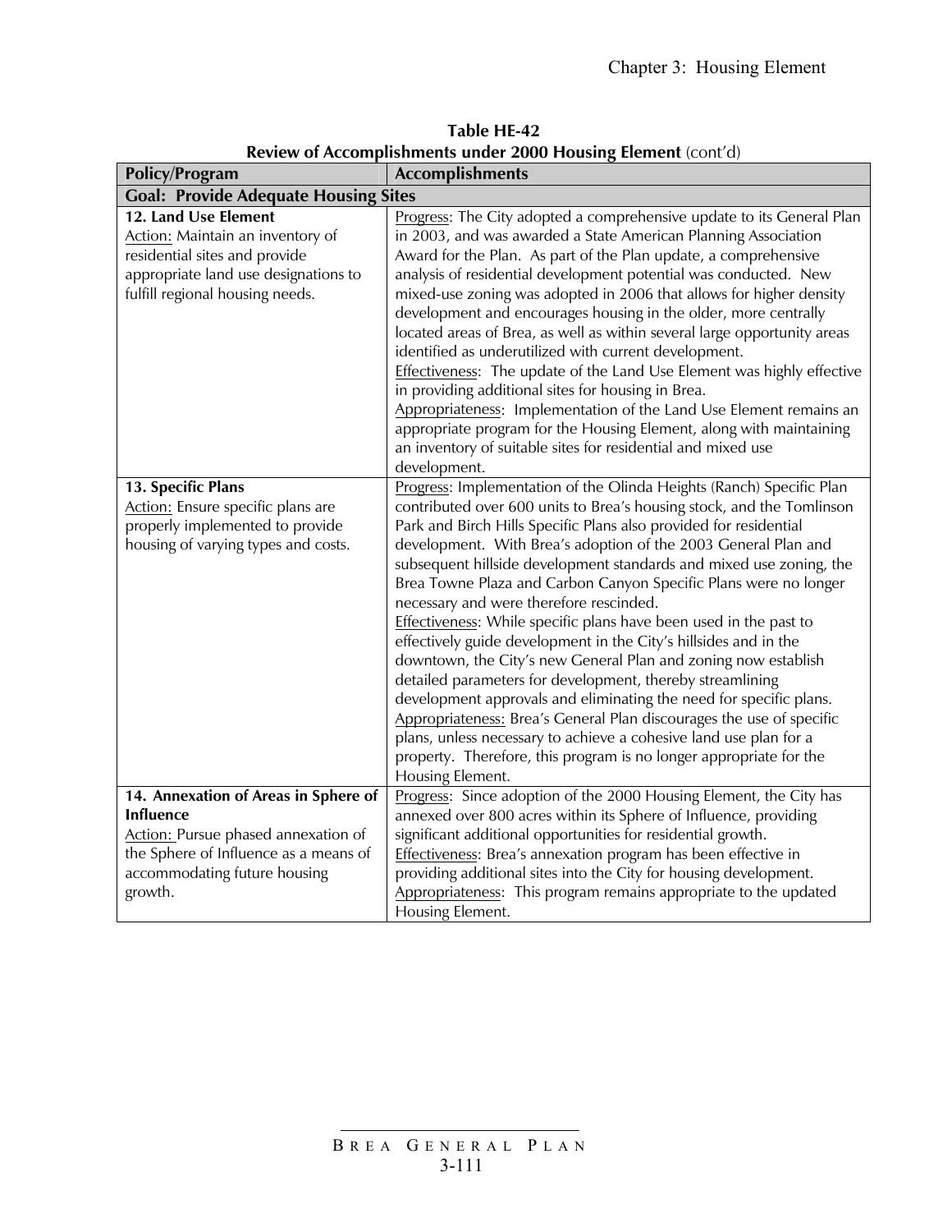**Table HE-42**
**Review of Accomplishments under 2000 Housing Element** (cont'd)

| Policy/Program | Accomplishments |
|---|---|
| **Goal: Provide Adequate Housing Sites** | |
| **12. Land Use Element**<br>Action: Maintain an inventory of residential sites and provide appropriate land use designations to fulfill regional housing needs. | Progress: The City adopted a comprehensive update to its General Plan in 2003, and was awarded a State American Planning Association Award for the Plan. As part of the Plan update, a comprehensive analysis of residential development potential was conducted. New mixed-use zoning was adopted in 2006 that allows for higher density development and encourages housing in the older, more centrally located areas of Brea, as well as within several large opportunity areas identified as underutilized with current development.<br>Effectiveness: The update of the Land Use Element was highly effective in providing additional sites for housing in Brea.<br>Appropriateness: Implementation of the Land Use Element remains an appropriate program for the Housing Element, along with maintaining an inventory of suitable sites for residential and mixed use development. |
| **13. Specific Plans**<br>Action: Ensure specific plans are properly implemented to provide housing of varying types and costs. | Progress: Implementation of the Olinda Heights (Ranch) Specific Plan contributed over 600 units to Brea's housing stock, and the Tomlinson Park and Birch Hills Specific Plans also provided for residential development. With Brea's adoption of the 2003 General Plan and subsequent hillside development standards and mixed use zoning, the Brea Towne Plaza and Carbon Canyon Specific Plans were no longer necessary and were therefore rescinded.<br>Effectiveness: While specific plans have been used in the past to effectively guide development in the City's hillsides and in the downtown, the City's new General Plan and zoning now establish detailed parameters for development, thereby streamlining development approvals and eliminating the need for specific plans.<br>Appropriateness: Brea's General Plan discourages the use of specific plans, unless necessary to achieve a cohesive land use plan for a property. Therefore, this program is no longer appropriate for the Housing Element. |
| **14. Annexation of Areas in Sphere of Influence**<br>Action: Pursue phased annexation of the Sphere of Influence as a means of accommodating future housing growth. | Progress: Since adoption of the 2000 Housing Element, the City has annexed over 800 acres within its Sphere of Influence, providing significant additional opportunities for residential growth.<br>Effectiveness: Brea's annexation program has been effective in providing additional sites into the City for housing development.<br>Appropriateness: This program remains appropriate to the updated Housing Element. |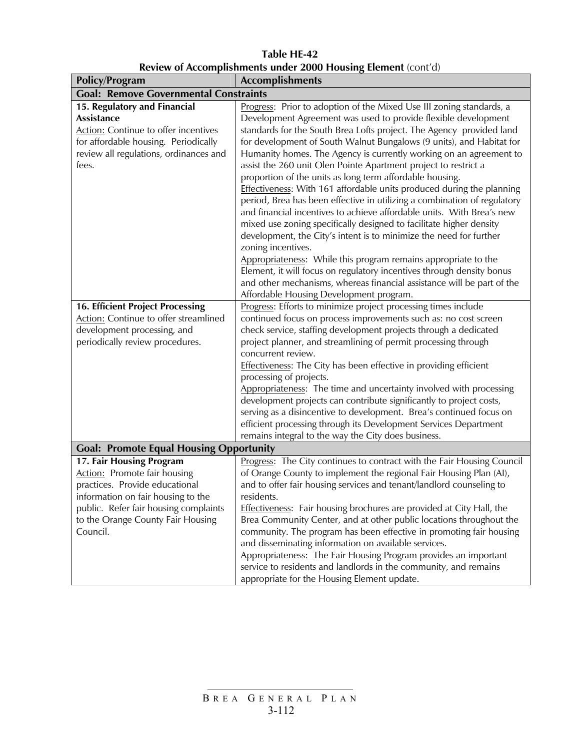**Table HE-42**
**Review of Accomplishments under 2000 Housing Element** (cont'd)

| Policy/Program | Accomplishments |
|---|---|
| **Goal: Remove Governmental Constraints** | |
| **15. Regulatory and Financial Assistance**<br>Action: Continue to offer incentives for affordable housing. Periodically review all regulations, ordinances and fees. | Progress: Prior to adoption of the Mixed Use III zoning standards, a Development Agreement was used to provide flexible development standards for the South Brea Lofts project. The Agency provided land for development of South Walnut Bungalows (9 units), and Habitat for Humanity homes. The Agency is currently working on an agreement to assist the 260 unit Olen Pointe Apartment project to restrict a proportion of the units as long term affordable housing.<br>Effectiveness: With 161 affordable units produced during the planning period, Brea has been effective in utilizing a combination of regulatory and financial incentives to achieve affordable units. With Brea's new mixed use zoning specifically designed to facilitate higher density development, the City's intent is to minimize the need for further zoning incentives.<br>Appropriateness: While this program remains appropriate to the Element, it will focus on regulatory incentives through density bonus and other mechanisms, whereas financial assistance will be part of the Affordable Housing Development program. |
| **16. Efficient Project Processing**<br>Action: Continue to offer streamlined development processing, and periodically review procedures. | Progress: Efforts to minimize project processing times include continued focus on process improvements such as: no cost screen check service, staffing development projects through a dedicated project planner, and streamlining of permit processing through concurrent review.<br>Effectiveness: The City has been effective in providing efficient processing of projects.<br>Appropriateness: The time and uncertainty involved with processing development projects can contribute significantly to project costs, serving as a disincentive to development. Brea's continued focus on efficient processing through its Development Services Department remains integral to the way the City does business. |
| **Goal: Promote Equal Housing Opportunity** | |
| **17. Fair Housing Program**<br>Action: Promote fair housing practices. Provide educational information on fair housing to the public. Refer fair housing complaints to the Orange County Fair Housing Council. | Progress: The City continues to contract with the Fair Housing Council of Orange County to implement the regional Fair Housing Plan (AI), and to offer fair housing services and tenant/landlord counseling to residents.<br>Effectiveness: Fair housing brochures are provided at City Hall, the Brea Community Center, and at other public locations throughout the community. The program has been effective in promoting fair housing and disseminating information on available services.<br>Appropriateness: The Fair Housing Program provides an important service to residents and landlords in the community, and remains appropriate for the Housing Element update. |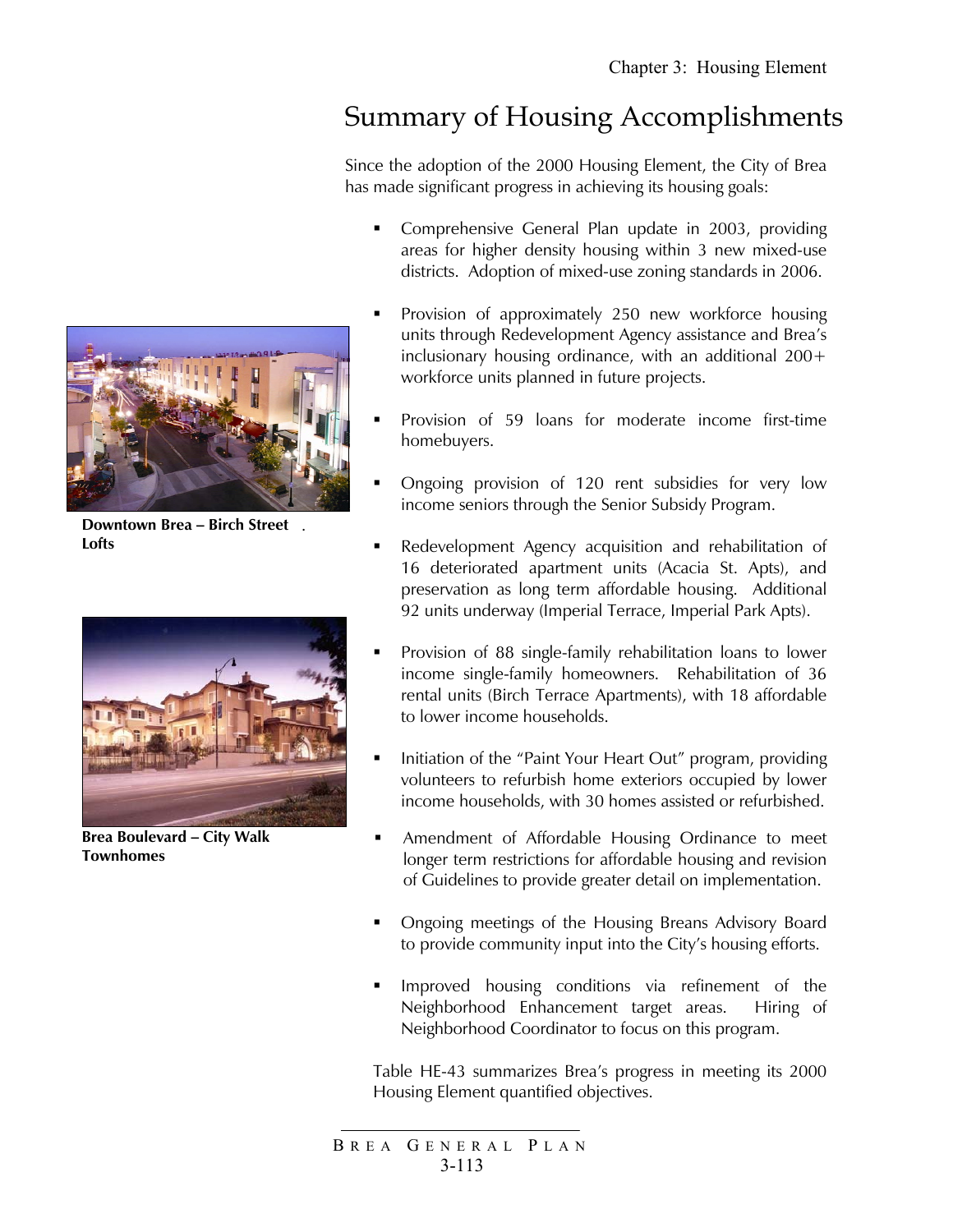# Summary of Housing Accomplishments

Since the adoption of the 2000 Housing Element, the City of Brea has made significant progress in achieving its housing goals:

- Comprehensive General Plan update in 2003, providing areas for higher density housing within 3 new mixed-use districts. Adoption of mixed-use zoning standards in 2006.
- Provision of approximately 250 new workforce housing units through Redevelopment Agency assistance and Brea's inclusionary housing ordinance, with an additional 200+ workforce units planned in future projects.
- Provision of 59 loans for moderate income first-time homebuyers.
- Ongoing provision of 120 rent subsidies for very low income seniors through the Senior Subsidy Program.
- Redevelopment Agency acquisition and rehabilitation of 16 deteriorated apartment units (Acacia St. Apts), and preservation as long term affordable housing. Additional 92 units underway (Imperial Terrace, Imperial Park Apts).
- Provision of 88 single-family rehabilitation loans to lower income single-family homeowners. Rehabilitation of 36 rental units (Birch Terrace Apartments), with 18 affordable to lower income households.
- Initiation of the "Paint Your Heart Out" program, providing volunteers to refurbish home exteriors occupied by lower income households, with 30 homes assisted or refurbished.
- Amendment of Affordable Housing Ordinance to meet longer term restrictions for affordable housing and revision of Guidelines to provide greater detail on implementation.
- Ongoing meetings of the Housing Breans Advisory Board to provide community input into the City's housing efforts.
- Improved housing conditions via refinement of the Neighborhood Enhancement target areas. Hiring of Neighborhood Coordinator to focus on this program.

Table HE-43 summarizes Brea's progress in meeting its 2000 Housing Element quantified objectives.

**Downtown Brea – Birch Street Lofts**

**Brea Boulevard – City Walk Townhomes**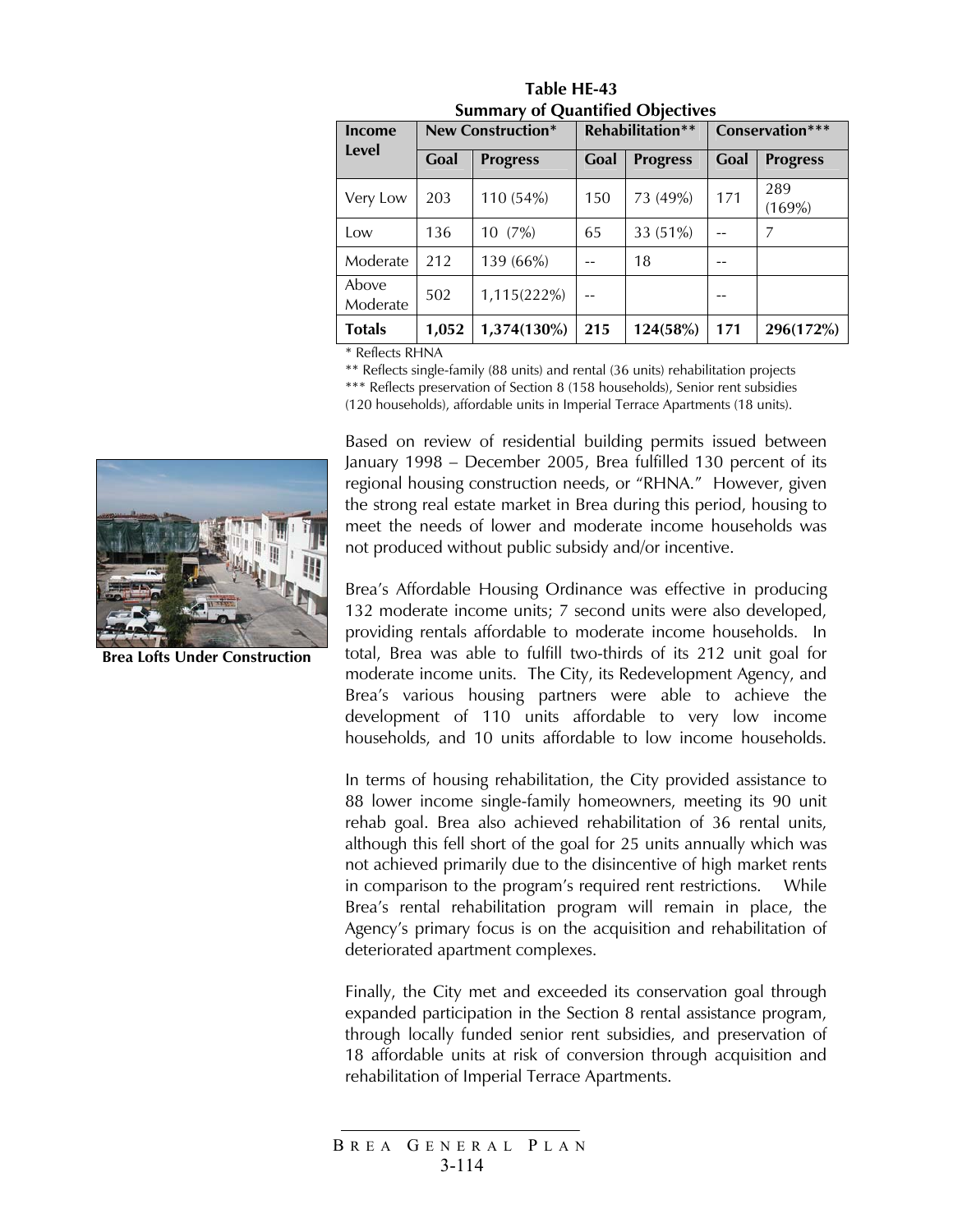**Table HE-43**
**Summary of Quantified Objectives**

| Income Level | New Construction* | | Rehabilitation** | | Conservation*** | |
|---|---|---|---|---|---|---|
| | Goal | Progress | Goal | Progress | Goal | Progress |
| Very Low | 203 | 110 (54%) | 150 | 73 (49%) | 171 | 289 (169%) |
| Low | 136 | 10 (7%) | 65 | 33 (51%) | -- | 7 |
| Moderate | 212 | 139 (66%) | -- | 18 | -- | |
| Above Moderate | 502 | 1,115(222%) | -- | | -- | |
| **Totals** | **1,052** | **1,374(130%)** | **215** | **124(58%)** | **171** | **296(172%)** |

\* Reflects RHNA

** Reflects single-family (88 units) and rental (36 units) rehabilitation projects

*** Reflects preservation of Section 8 (158 households), Senior rent subsidies (120 households), affordable units in Imperial Terrace Apartments (18 units).

Based on review of residential building permits issued between January 1998 – December 2005, Brea fulfilled 130 percent of its regional housing construction needs, or "RHNA." However, given the strong real estate market in Brea during this period, housing to meet the needs of lower and moderate income households was not produced without public subsidy and/or incentive.

**Brea Lofts Under Construction**

Brea's Affordable Housing Ordinance was effective in producing 132 moderate income units; 7 second units were also developed, providing rentals affordable to moderate income households. In total, Brea was able to fulfill two-thirds of its 212 unit goal for moderate income units. The City, its Redevelopment Agency, and Brea's various housing partners were able to achieve the development of 110 units affordable to very low income households, and 10 units affordable to low income households.

In terms of housing rehabilitation, the City provided assistance to 88 lower income single-family homeowners, meeting its 90 unit rehab goal. Brea also achieved rehabilitation of 36 rental units, although this fell short of the goal for 25 units annually which was not achieved primarily due to the disincentive of high market rents in comparison to the program's required rent restrictions. While Brea's rental rehabilitation program will remain in place, the Agency's primary focus is on the acquisition and rehabilitation of deteriorated apartment complexes.

Finally, the City met and exceeded its conservation goal through expanded participation in the Section 8 rental assistance program, through locally funded senior rent subsidies, and preservation of 18 affordable units at risk of conversion through acquisition and rehabilitation of Imperial Terrace Apartments.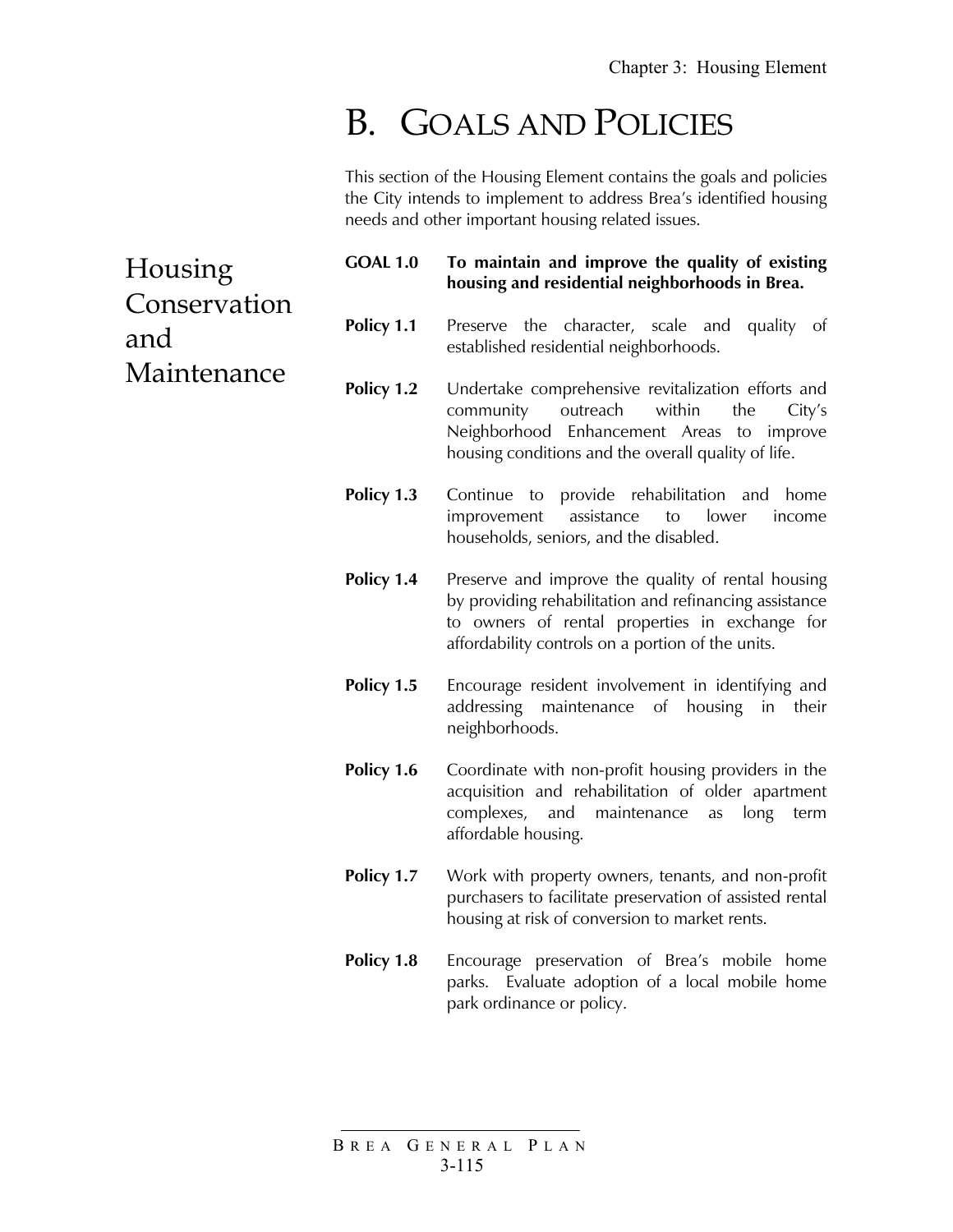# B. GOALS AND POLICIES

This section of the Housing Element contains the goals and policies the City intends to implement to address Brea's identified housing needs and other important housing related issues.

## Housing Conservation and Maintenance

**GOAL 1.0** **To maintain and improve the quality of existing housing and residential neighborhoods in Brea.**

**Policy 1.1** Preserve the character, scale and quality of established residential neighborhoods.

**Policy 1.2** Undertake comprehensive revitalization efforts and community outreach within the City's Neighborhood Enhancement Areas to improve housing conditions and the overall quality of life.

**Policy 1.3** Continue to provide rehabilitation and home improvement assistance to lower income households, seniors, and the disabled.

**Policy 1.4** Preserve and improve the quality of rental housing by providing rehabilitation and refinancing assistance to owners of rental properties in exchange for affordability controls on a portion of the units.

**Policy 1.5** Encourage resident involvement in identifying and addressing maintenance of housing in their neighborhoods.

**Policy 1.6** Coordinate with non-profit housing providers in the acquisition and rehabilitation of older apartment complexes, and maintenance as long term affordable housing.

**Policy 1.7** Work with property owners, tenants, and non-profit purchasers to facilitate preservation of assisted rental housing at risk of conversion to market rents.

**Policy 1.8** Encourage preservation of Brea's mobile home parks. Evaluate adoption of a local mobile home park ordinance or policy.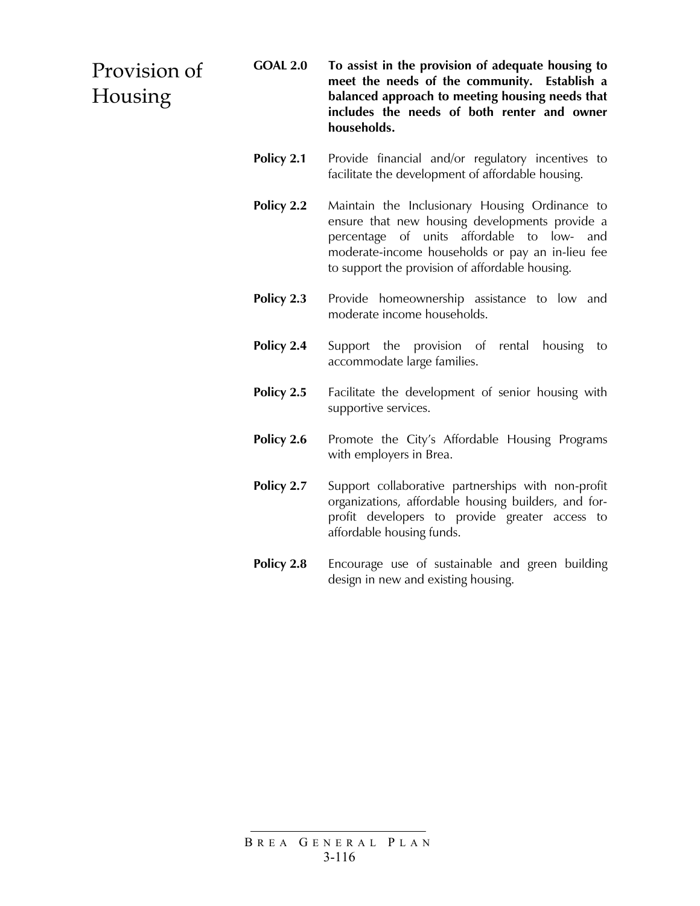## Provision of Housing

**GOAL 2.0 To assist in the provision of adequate housing to meet the needs of the community. Establish a balanced approach to meeting housing needs that includes the needs of both renter and owner households.**

**Policy 2.1** Provide financial and/or regulatory incentives to facilitate the development of affordable housing.

**Policy 2.2** Maintain the Inclusionary Housing Ordinance to ensure that new housing developments provide a percentage of units affordable to low- and moderate-income households or pay an in-lieu fee to support the provision of affordable housing.

**Policy 2.3** Provide homeownership assistance to low and moderate income households.

**Policy 2.4** Support the provision of rental housing to accommodate large families.

**Policy 2.5** Facilitate the development of senior housing with supportive services.

**Policy 2.6** Promote the City's Affordable Housing Programs with employers in Brea.

**Policy 2.7** Support collaborative partnerships with non-profit organizations, affordable housing builders, and for-profit developers to provide greater access to affordable housing funds.

**Policy 2.8** Encourage use of sustainable and green building design in new and existing housing.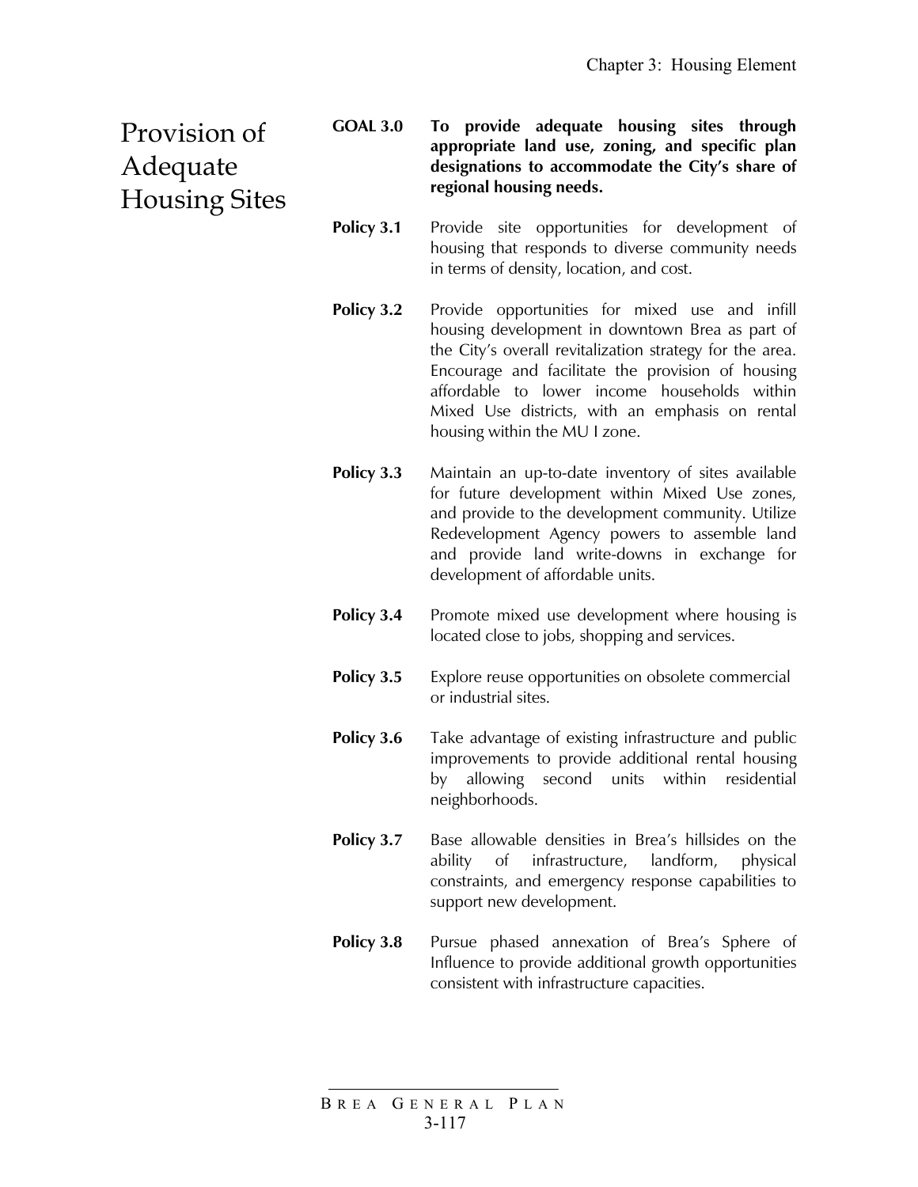## Provision of Adequate Housing Sites

**GOAL 3.0** **To provide adequate housing sites through appropriate land use, zoning, and specific plan designations to accommodate the City's share of regional housing needs.**

**Policy 3.1** Provide site opportunities for development of housing that responds to diverse community needs in terms of density, location, and cost.

**Policy 3.2** Provide opportunities for mixed use and infill housing development in downtown Brea as part of the City's overall revitalization strategy for the area. Encourage and facilitate the provision of housing affordable to lower income households within Mixed Use districts, with an emphasis on rental housing within the MU I zone.

**Policy 3.3** Maintain an up-to-date inventory of sites available for future development within Mixed Use zones, and provide to the development community. Utilize Redevelopment Agency powers to assemble land and provide land write-downs in exchange for development of affordable units.

**Policy 3.4** Promote mixed use development where housing is located close to jobs, shopping and services.

**Policy 3.5** Explore reuse opportunities on obsolete commercial or industrial sites.

**Policy 3.6** Take advantage of existing infrastructure and public improvements to provide additional rental housing by allowing second units within residential neighborhoods.

**Policy 3.7** Base allowable densities in Brea's hillsides on the ability of infrastructure, landform, physical constraints, and emergency response capabilities to support new development.

**Policy 3.8** Pursue phased annexation of Brea's Sphere of Influence to provide additional growth opportunities consistent with infrastructure capacities.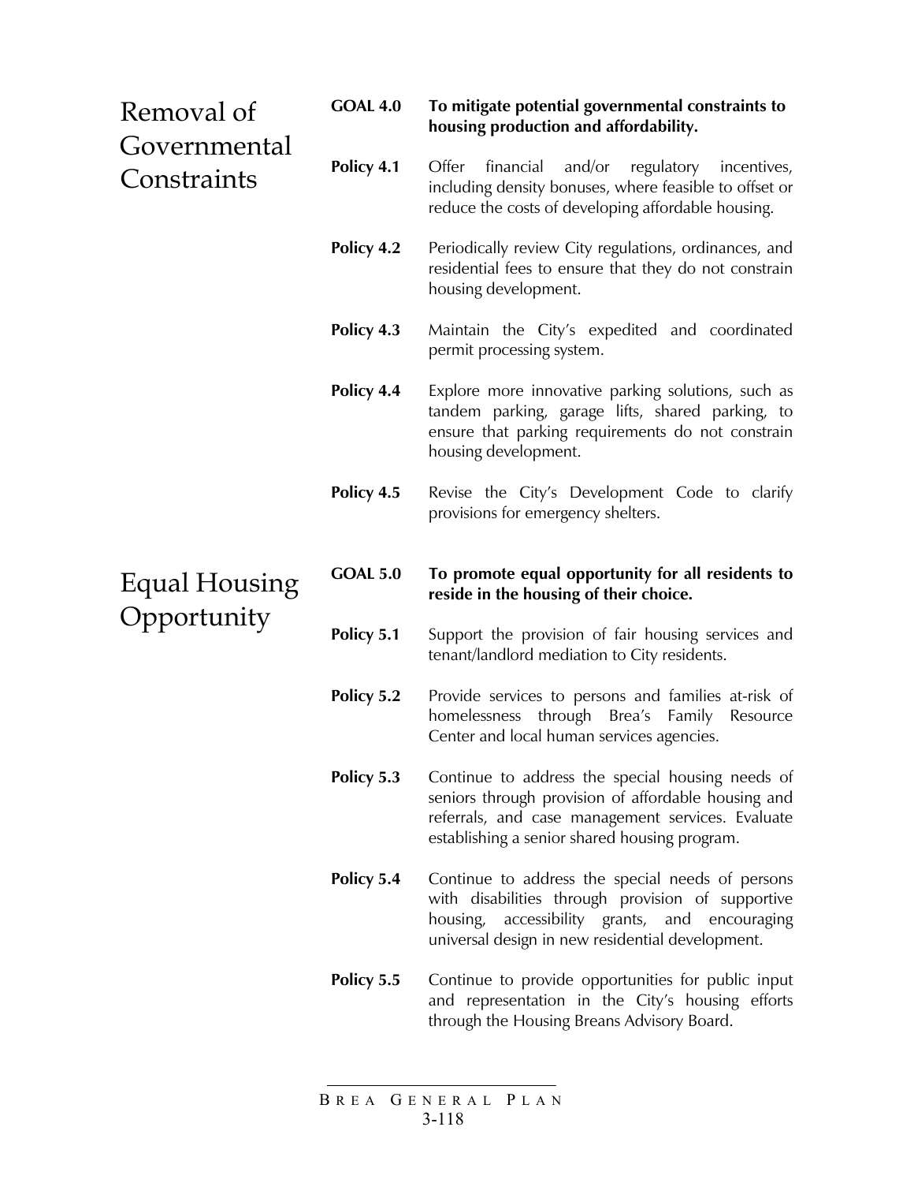## Removal of Governmental Constraints

**GOAL 4.0** **To mitigate potential governmental constraints to housing production and affordability.**

**Policy 4.1** Offer financial and/or regulatory incentives, including density bonuses, where feasible to offset or reduce the costs of developing affordable housing.

**Policy 4.2** Periodically review City regulations, ordinances, and residential fees to ensure that they do not constrain housing development.

**Policy 4.3** Maintain the City's expedited and coordinated permit processing system.

**Policy 4.4** Explore more innovative parking solutions, such as tandem parking, garage lifts, shared parking, to ensure that parking requirements do not constrain housing development.

**Policy 4.5** Revise the City's Development Code to clarify provisions for emergency shelters.

## Equal Housing Opportunity

**GOAL 5.0** **To promote equal opportunity for all residents to reside in the housing of their choice.**

**Policy 5.1** Support the provision of fair housing services and tenant/landlord mediation to City residents.

**Policy 5.2** Provide services to persons and families at-risk of homelessness through Brea's Family Resource Center and local human services agencies.

**Policy 5.3** Continue to address the special housing needs of seniors through provision of affordable housing and referrals, and case management services. Evaluate establishing a senior shared housing program.

**Policy 5.4** Continue to address the special needs of persons with disabilities through provision of supportive housing, accessibility grants, and encouraging universal design in new residential development.

**Policy 5.5** Continue to provide opportunities for public input and representation in the City's housing efforts through the Housing Breans Advisory Board.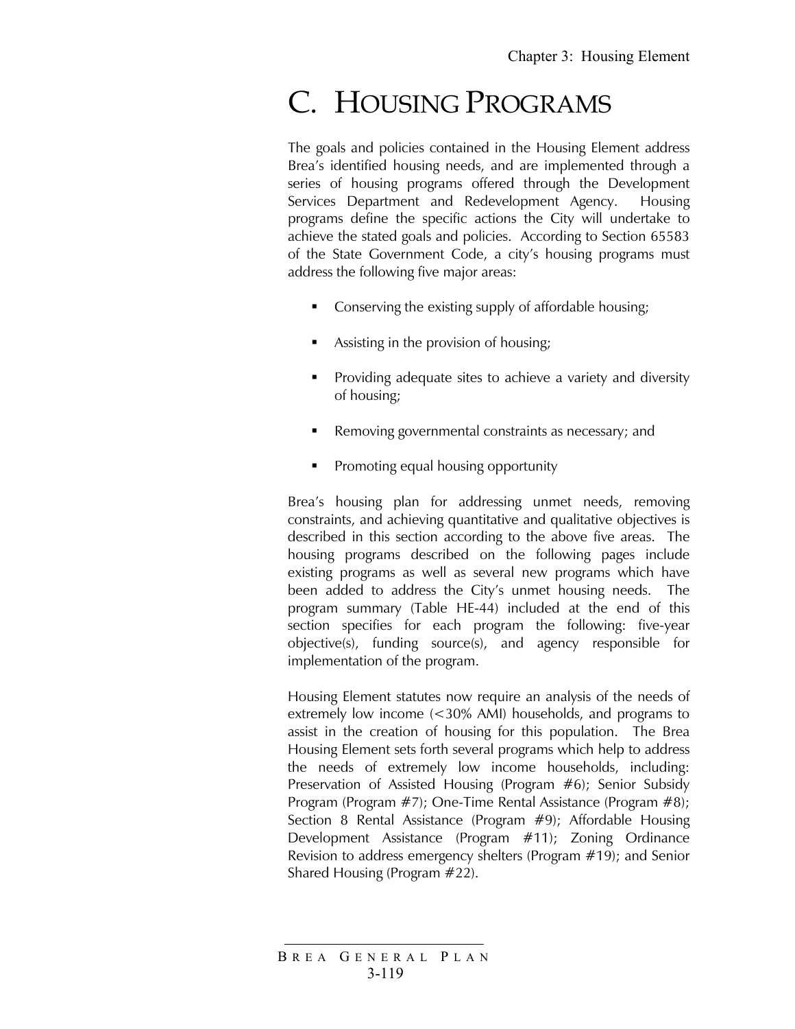# C. HOUSING PROGRAMS

The goals and policies contained in the Housing Element address Brea's identified housing needs, and are implemented through a series of housing programs offered through the Development Services Department and Redevelopment Agency. Housing programs define the specific actions the City will undertake to achieve the stated goals and policies. According to Section 65583 of the State Government Code, a city's housing programs must address the following five major areas:

- Conserving the existing supply of affordable housing;
- Assisting in the provision of housing;
- Providing adequate sites to achieve a variety and diversity of housing;
- Removing governmental constraints as necessary; and
- Promoting equal housing opportunity

Brea's housing plan for addressing unmet needs, removing constraints, and achieving quantitative and qualitative objectives is described in this section according to the above five areas. The housing programs described on the following pages include existing programs as well as several new programs which have been added to address the City's unmet housing needs. The program summary (Table HE-44) included at the end of this section specifies for each program the following: five-year objective(s), funding source(s), and agency responsible for implementation of the program.

Housing Element statutes now require an analysis of the needs of extremely low income (<30% AMI) households, and programs to assist in the creation of housing for this population. The Brea Housing Element sets forth several programs which help to address the needs of extremely low income households, including: Preservation of Assisted Housing (Program #6); Senior Subsidy Program (Program #7); One-Time Rental Assistance (Program #8); Section 8 Rental Assistance (Program #9); Affordable Housing Development Assistance (Program #11); Zoning Ordinance Revision to address emergency shelters (Program #19); and Senior Shared Housing (Program #22).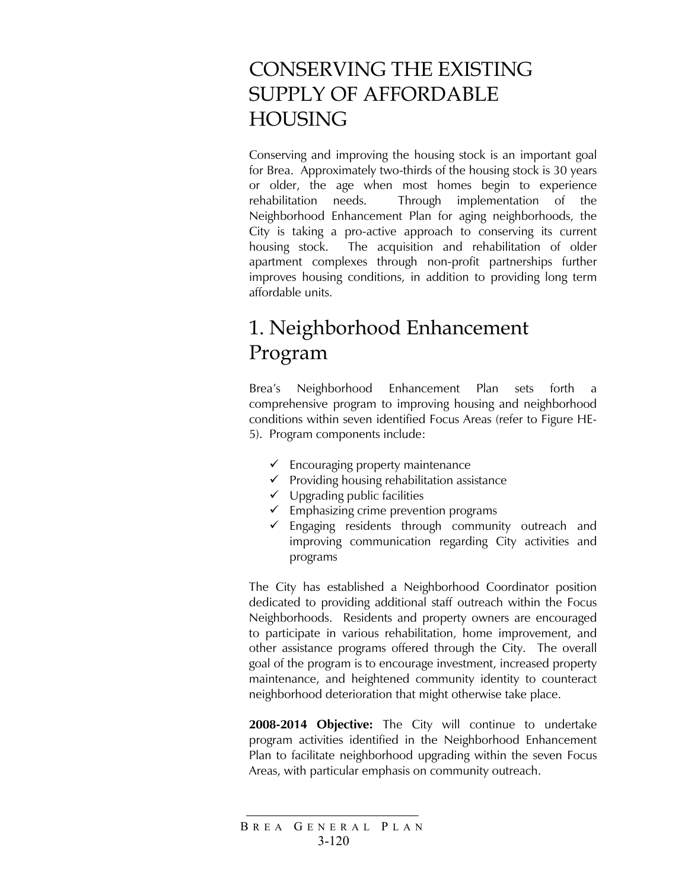# CONSERVING THE EXISTING SUPPLY OF AFFORDABLE HOUSING

Conserving and improving the housing stock is an important goal for Brea. Approximately two-thirds of the housing stock is 30 years or older, the age when most homes begin to experience rehabilitation needs. Through implementation of the Neighborhood Enhancement Plan for aging neighborhoods, the City is taking a pro-active approach to conserving its current housing stock. The acquisition and rehabilitation of older apartment complexes through non-profit partnerships further improves housing conditions, in addition to providing long term affordable units.

## 1. Neighborhood Enhancement Program

Brea's Neighborhood Enhancement Plan sets forth a comprehensive program to improving housing and neighborhood conditions within seven identified Focus Areas (refer to Figure HE-5). Program components include:

- ✓ Encouraging property maintenance
- ✓ Providing housing rehabilitation assistance
- ✓ Upgrading public facilities
- ✓ Emphasizing crime prevention programs
- ✓ Engaging residents through community outreach and improving communication regarding City activities and programs

The City has established a Neighborhood Coordinator position dedicated to providing additional staff outreach within the Focus Neighborhoods. Residents and property owners are encouraged to participate in various rehabilitation, home improvement, and other assistance programs offered through the City. The overall goal of the program is to encourage investment, increased property maintenance, and heightened community identity to counteract neighborhood deterioration that might otherwise take place.

**2008-2014 Objective:** The City will continue to undertake program activities identified in the Neighborhood Enhancement Plan to facilitate neighborhood upgrading within the seven Focus Areas, with particular emphasis on community outreach.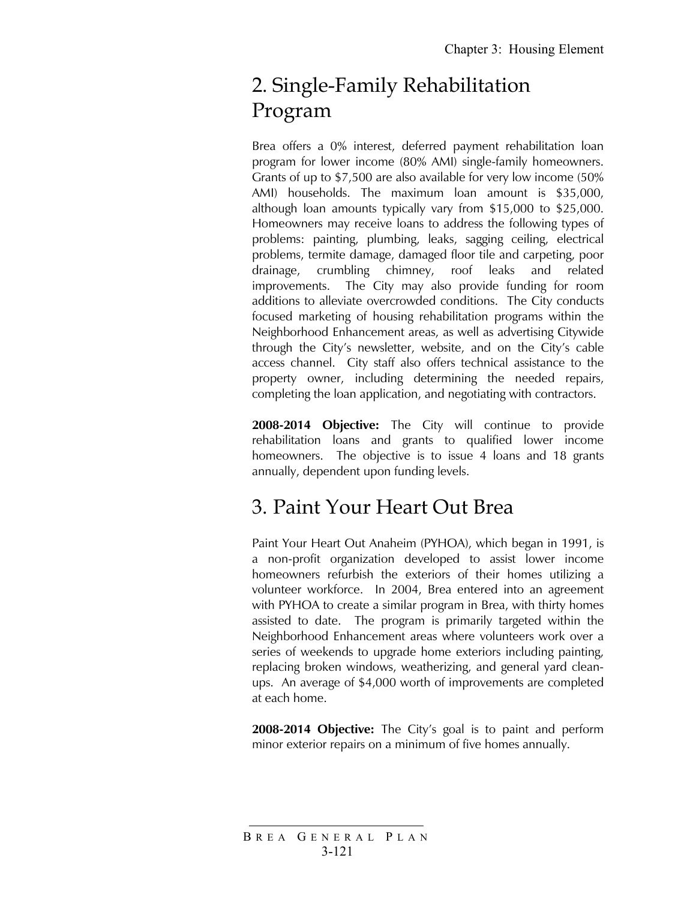## 2. Single-Family Rehabilitation Program

Brea offers a 0% interest, deferred payment rehabilitation loan program for lower income (80% AMI) single-family homeowners. Grants of up to $7,500 are also available for very low income (50% AMI) households. The maximum loan amount is $35,000, although loan amounts typically vary from $15,000 to $25,000. Homeowners may receive loans to address the following types of problems: painting, plumbing, leaks, sagging ceiling, electrical problems, termite damage, damaged floor tile and carpeting, poor drainage, crumbling chimney, roof leaks and related improvements. The City may also provide funding for room additions to alleviate overcrowded conditions. The City conducts focused marketing of housing rehabilitation programs within the Neighborhood Enhancement areas, as well as advertising Citywide through the City's newsletter, website, and on the City's cable access channel. City staff also offers technical assistance to the property owner, including determining the needed repairs, completing the loan application, and negotiating with contractors.

**2008-2014 Objective:** The City will continue to provide rehabilitation loans and grants to qualified lower income homeowners. The objective is to issue 4 loans and 18 grants annually, dependent upon funding levels.

## 3. Paint Your Heart Out Brea

Paint Your Heart Out Anaheim (PYHOA), which began in 1991, is a non-profit organization developed to assist lower income homeowners refurbish the exteriors of their homes utilizing a volunteer workforce. In 2004, Brea entered into an agreement with PYHOA to create a similar program in Brea, with thirty homes assisted to date. The program is primarily targeted within the Neighborhood Enhancement areas where volunteers work over a series of weekends to upgrade home exteriors including painting, replacing broken windows, weatherizing, and general yard clean-ups. An average of $4,000 worth of improvements are completed at each home.

**2008-2014 Objective:** The City's goal is to paint and perform minor exterior repairs on a minimum of five homes annually.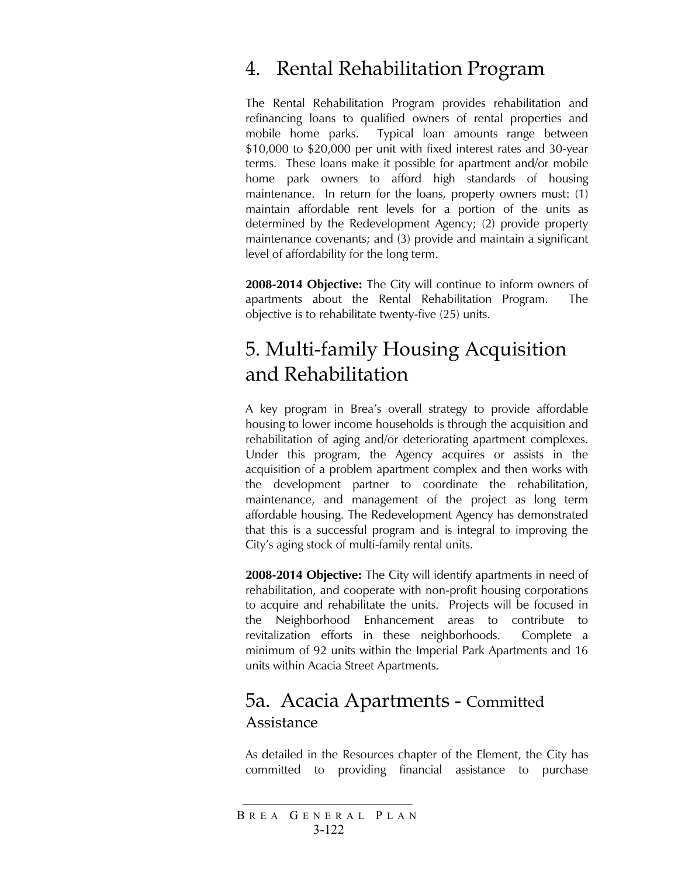## 4. Rental Rehabilitation Program

The Rental Rehabilitation Program provides rehabilitation and refinancing loans to qualified owners of rental properties and mobile home parks. Typical loan amounts range between $10,000 to $20,000 per unit with fixed interest rates and 30-year terms. These loans make it possible for apartment and/or mobile home park owners to afford high standards of housing maintenance. In return for the loans, property owners must: (1) maintain affordable rent levels for a portion of the units as determined by the Redevelopment Agency; (2) provide property maintenance covenants; and (3) provide and maintain a significant level of affordability for the long term.

**2008-2014 Objective:** The City will continue to inform owners of apartments about the Rental Rehabilitation Program. The objective is to rehabilitate twenty-five (25) units.

## 5. Multi-family Housing Acquisition and Rehabilitation

A key program in Brea's overall strategy to provide affordable housing to lower income households is through the acquisition and rehabilitation of aging and/or deteriorating apartment complexes. Under this program, the Agency acquires or assists in the acquisition of a problem apartment complex and then works with the development partner to coordinate the rehabilitation, maintenance, and management of the project as long term affordable housing. The Redevelopment Agency has demonstrated that this is a successful program and is integral to improving the City's aging stock of multi-family rental units.

**2008-2014 Objective:** The City will identify apartments in need of rehabilitation, and cooperate with non-profit housing corporations to acquire and rehabilitate the units. Projects will be focused in the Neighborhood Enhancement areas to contribute to revitalization efforts in these neighborhoods. Complete a minimum of 92 units within the Imperial Park Apartments and 16 units within Acacia Street Apartments.

## 5a. Acacia Apartments - Committed Assistance

As detailed in the Resources chapter of the Element, the City has committed to providing financial assistance to purchase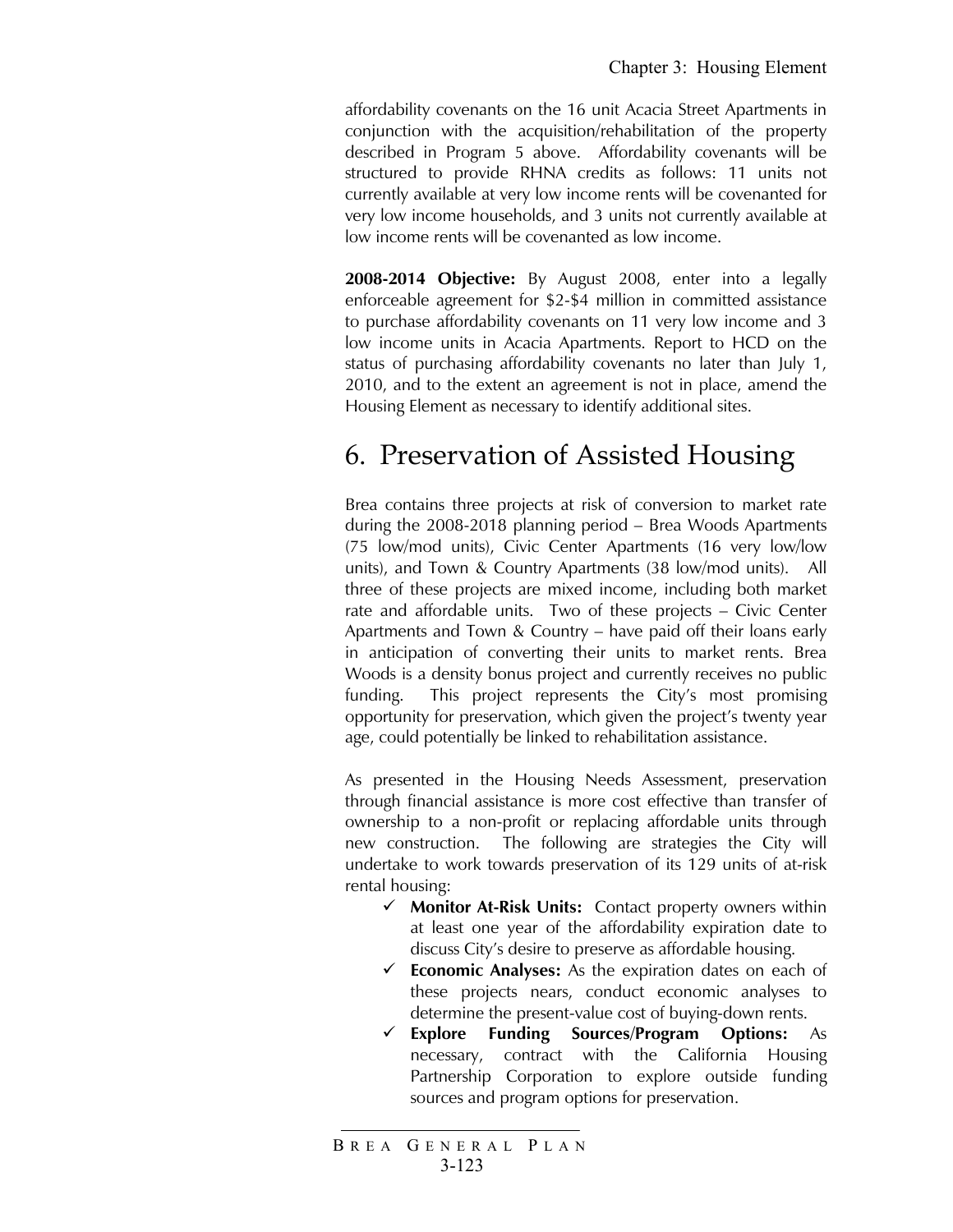affordability covenants on the 16 unit Acacia Street Apartments in conjunction with the acquisition/rehabilitation of the property described in Program 5 above. Affordability covenants will be structured to provide RHNA credits as follows: 11 units not currently available at very low income rents will be covenanted for very low income households, and 3 units not currently available at low income rents will be covenanted as low income.

**2008-2014 Objective:** By August 2008, enter into a legally enforceable agreement for $2-$4 million in committed assistance to purchase affordability covenants on 11 very low income and 3 low income units in Acacia Apartments. Report to HCD on the status of purchasing affordability covenants no later than July 1, 2010, and to the extent an agreement is not in place, amend the Housing Element as necessary to identify additional sites.

# 6. Preservation of Assisted Housing

Brea contains three projects at risk of conversion to market rate during the 2008-2018 planning period – Brea Woods Apartments (75 low/mod units), Civic Center Apartments (16 very low/low units), and Town & Country Apartments (38 low/mod units). All three of these projects are mixed income, including both market rate and affordable units. Two of these projects – Civic Center Apartments and Town & Country – have paid off their loans early in anticipation of converting their units to market rents. Brea Woods is a density bonus project and currently receives no public funding. This project represents the City's most promising opportunity for preservation, which given the project's twenty year age, could potentially be linked to rehabilitation assistance.

As presented in the Housing Needs Assessment, preservation through financial assistance is more cost effective than transfer of ownership to a non-profit or replacing affordable units through new construction. The following are strategies the City will undertake to work towards preservation of its 129 units of at-risk rental housing:

- ✓ **Monitor At-Risk Units:** Contact property owners within at least one year of the affordability expiration date to discuss City's desire to preserve as affordable housing.
- ✓ **Economic Analyses:** As the expiration dates on each of these projects nears, conduct economic analyses to determine the present-value cost of buying-down rents.
- ✓ **Explore Funding Sources/Program Options:** As necessary, contract with the California Housing Partnership Corporation to explore outside funding sources and program options for preservation.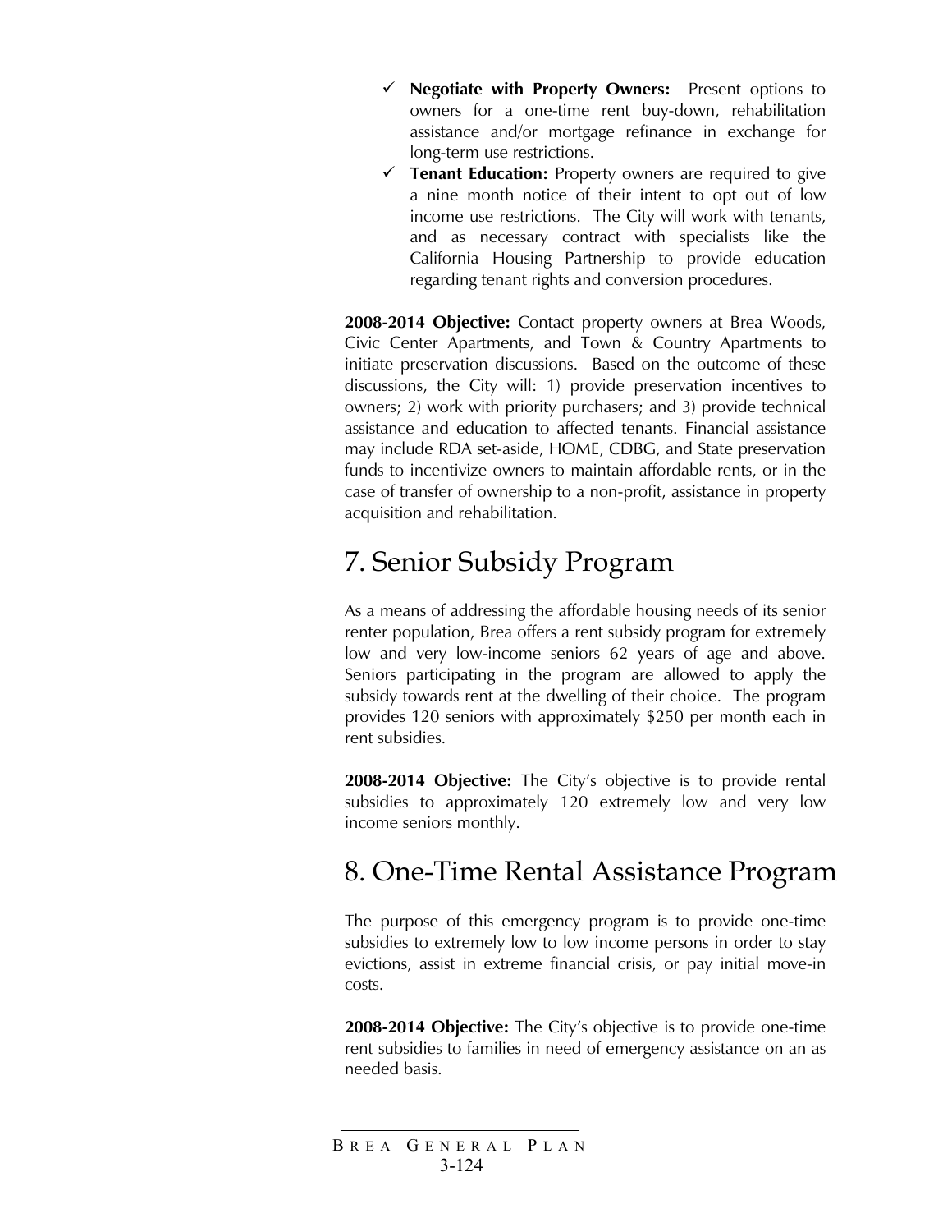- ✓ **Negotiate with Property Owners:** Present options to owners for a one-time rent buy-down, rehabilitation assistance and/or mortgage refinance in exchange for long-term use restrictions.
- ✓ **Tenant Education:** Property owners are required to give a nine month notice of their intent to opt out of low income use restrictions. The City will work with tenants, and as necessary contract with specialists like the California Housing Partnership to provide education regarding tenant rights and conversion procedures.

**2008-2014 Objective:** Contact property owners at Brea Woods, Civic Center Apartments, and Town & Country Apartments to initiate preservation discussions. Based on the outcome of these discussions, the City will: 1) provide preservation incentives to owners; 2) work with priority purchasers; and 3) provide technical assistance and education to affected tenants. Financial assistance may include RDA set-aside, HOME, CDBG, and State preservation funds to incentivize owners to maintain affordable rents, or in the case of transfer of ownership to a non-profit, assistance in property acquisition and rehabilitation.

# 7. Senior Subsidy Program

As a means of addressing the affordable housing needs of its senior renter population, Brea offers a rent subsidy program for extremely low and very low-income seniors 62 years of age and above. Seniors participating in the program are allowed to apply the subsidy towards rent at the dwelling of their choice. The program provides 120 seniors with approximately $250 per month each in rent subsidies.

**2008-2014 Objective:** The City's objective is to provide rental subsidies to approximately 120 extremely low and very low income seniors monthly.

# 8. One-Time Rental Assistance Program

The purpose of this emergency program is to provide one-time subsidies to extremely low to low income persons in order to stay evictions, assist in extreme financial crisis, or pay initial move-in costs.

**2008-2014 Objective:** The City's objective is to provide one-time rent subsidies to families in need of emergency assistance on an as needed basis.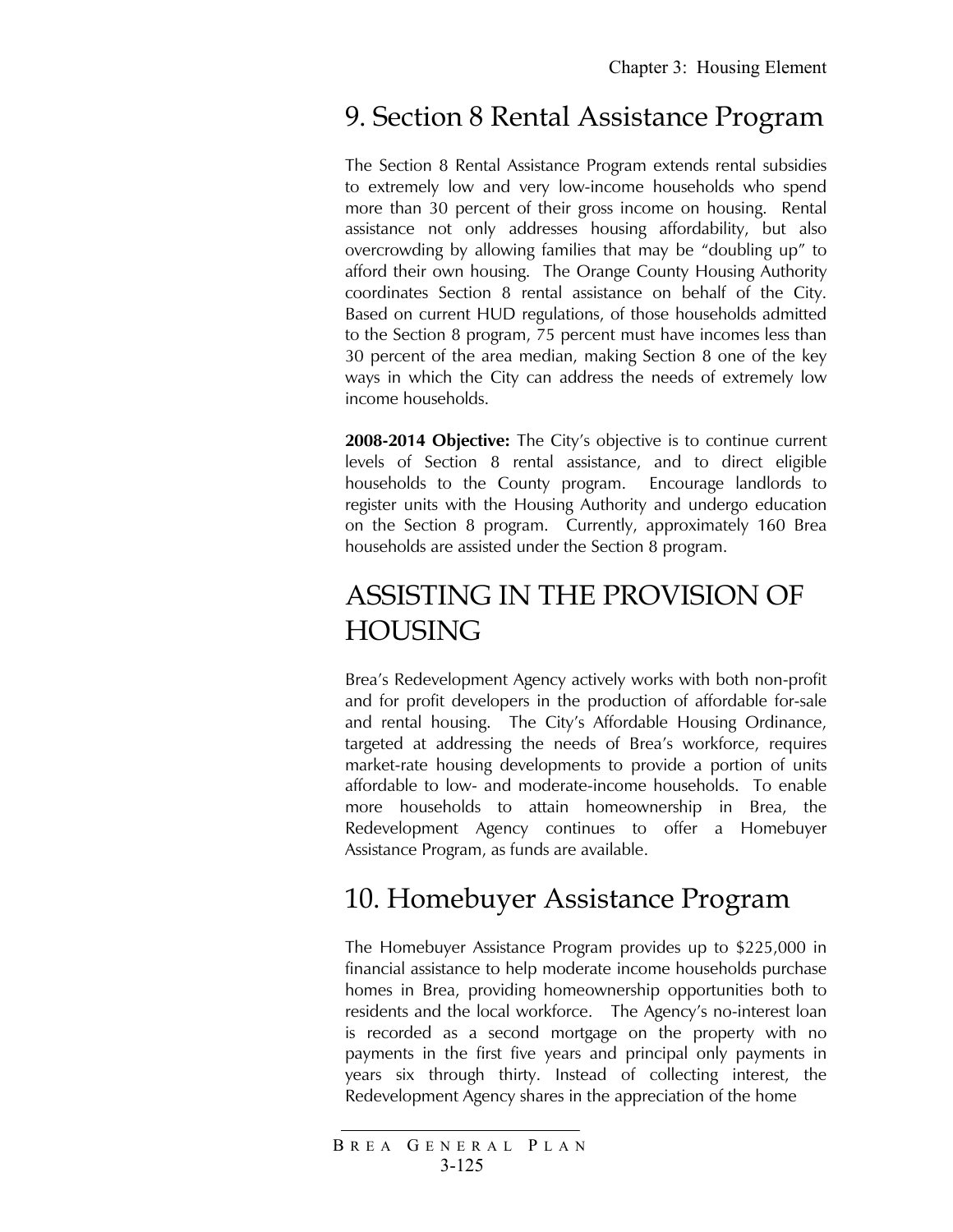## 9. Section 8 Rental Assistance Program

The Section 8 Rental Assistance Program extends rental subsidies to extremely low and very low-income households who spend more than 30 percent of their gross income on housing. Rental assistance not only addresses housing affordability, but also overcrowding by allowing families that may be "doubling up" to afford their own housing. The Orange County Housing Authority coordinates Section 8 rental assistance on behalf of the City. Based on current HUD regulations, of those households admitted to the Section 8 program, 75 percent must have incomes less than 30 percent of the area median, making Section 8 one of the key ways in which the City can address the needs of extremely low income households.

**2008-2014 Objective:** The City's objective is to continue current levels of Section 8 rental assistance, and to direct eligible households to the County program. Encourage landlords to register units with the Housing Authority and undergo education on the Section 8 program. Currently, approximately 160 Brea households are assisted under the Section 8 program.

# ASSISTING IN THE PROVISION OF HOUSING

Brea's Redevelopment Agency actively works with both non-profit and for profit developers in the production of affordable for-sale and rental housing. The City's Affordable Housing Ordinance, targeted at addressing the needs of Brea's workforce, requires market-rate housing developments to provide a portion of units affordable to low- and moderate-income households. To enable more households to attain homeownership in Brea, the Redevelopment Agency continues to offer a Homebuyer Assistance Program, as funds are available.

## 10. Homebuyer Assistance Program

The Homebuyer Assistance Program provides up to $225,000 in financial assistance to help moderate income households purchase homes in Brea, providing homeownership opportunities both to residents and the local workforce. The Agency's no-interest loan is recorded as a second mortgage on the property with no payments in the first five years and principal only payments in years six through thirty. Instead of collecting interest, the Redevelopment Agency shares in the appreciation of the home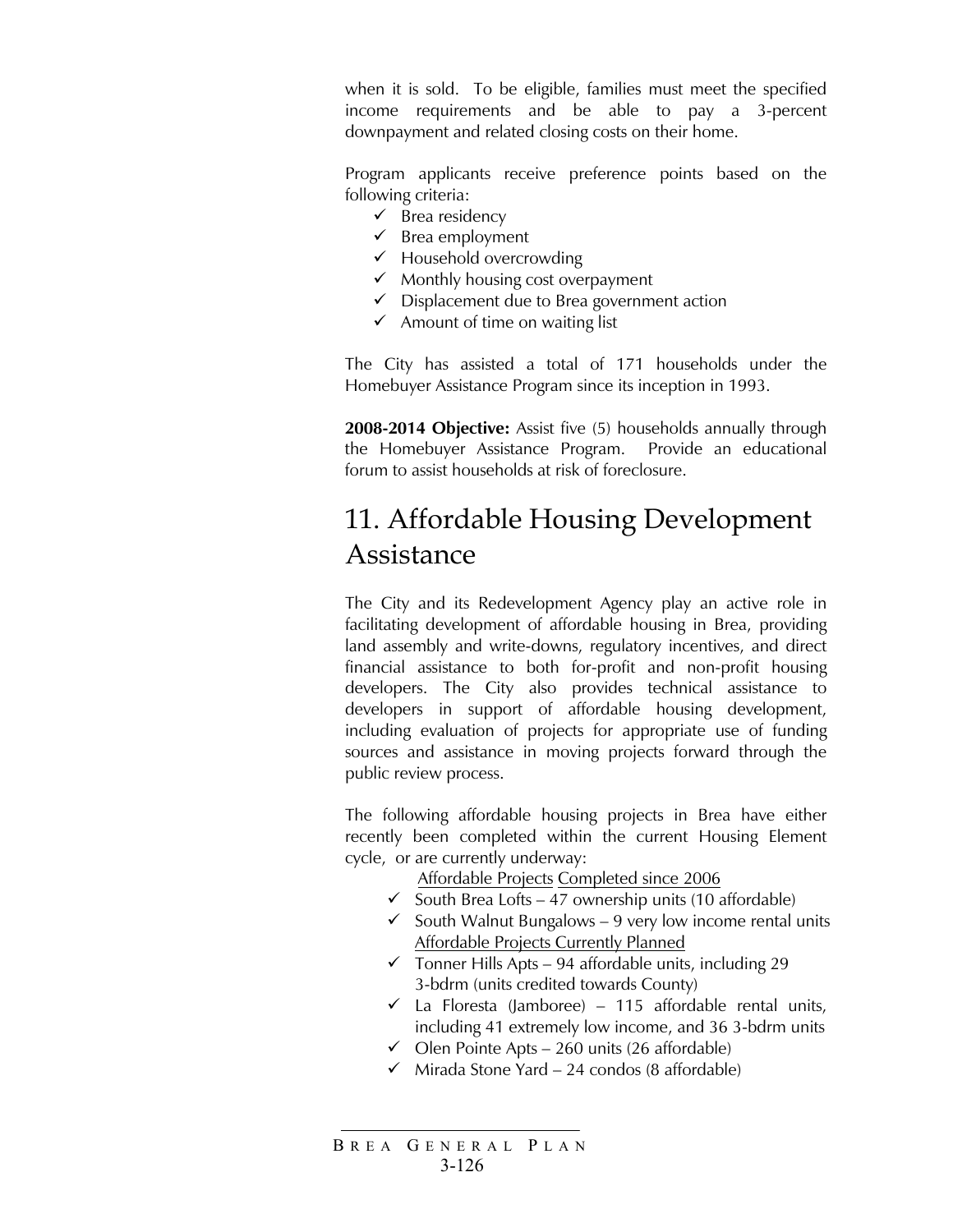when it is sold. To be eligible, families must meet the specified income requirements and be able to pay a 3-percent downpayment and related closing costs on their home.

Program applicants receive preference points based on the following criteria:

- ✓ Brea residency
- ✓ Brea employment
- ✓ Household overcrowding
- ✓ Monthly housing cost overpayment
- ✓ Displacement due to Brea government action
- ✓ Amount of time on waiting list

The City has assisted a total of 171 households under the Homebuyer Assistance Program since its inception in 1993.

**2008-2014 Objective:** Assist five (5) households annually through the Homebuyer Assistance Program. Provide an educational forum to assist households at risk of foreclosure.

# 11. Affordable Housing Development Assistance

The City and its Redevelopment Agency play an active role in facilitating development of affordable housing in Brea, providing land assembly and write-downs, regulatory incentives, and direct financial assistance to both for-profit and non-profit housing developers. The City also provides technical assistance to developers in support of affordable housing development, including evaluation of projects for appropriate use of funding sources and assistance in moving projects forward through the public review process.

The following affordable housing projects in Brea have either recently been completed within the current Housing Element cycle, or are currently underway:

Affordable Projects Completed since 2006

- ✓ South Brea Lofts – 47 ownership units (10 affordable)
- ✓ South Walnut Bungalows – 9 very low income rental units

Affordable Projects Currently Planned

- ✓ Tonner Hills Apts – 94 affordable units, including 29 3-bdrm (units credited towards County)
- ✓ La Floresta (Jamboree) – 115 affordable rental units, including 41 extremely low income, and 36 3-bdrm units
- ✓ Olen Pointe Apts – 260 units (26 affordable)
- ✓ Mirada Stone Yard – 24 condos (8 affordable)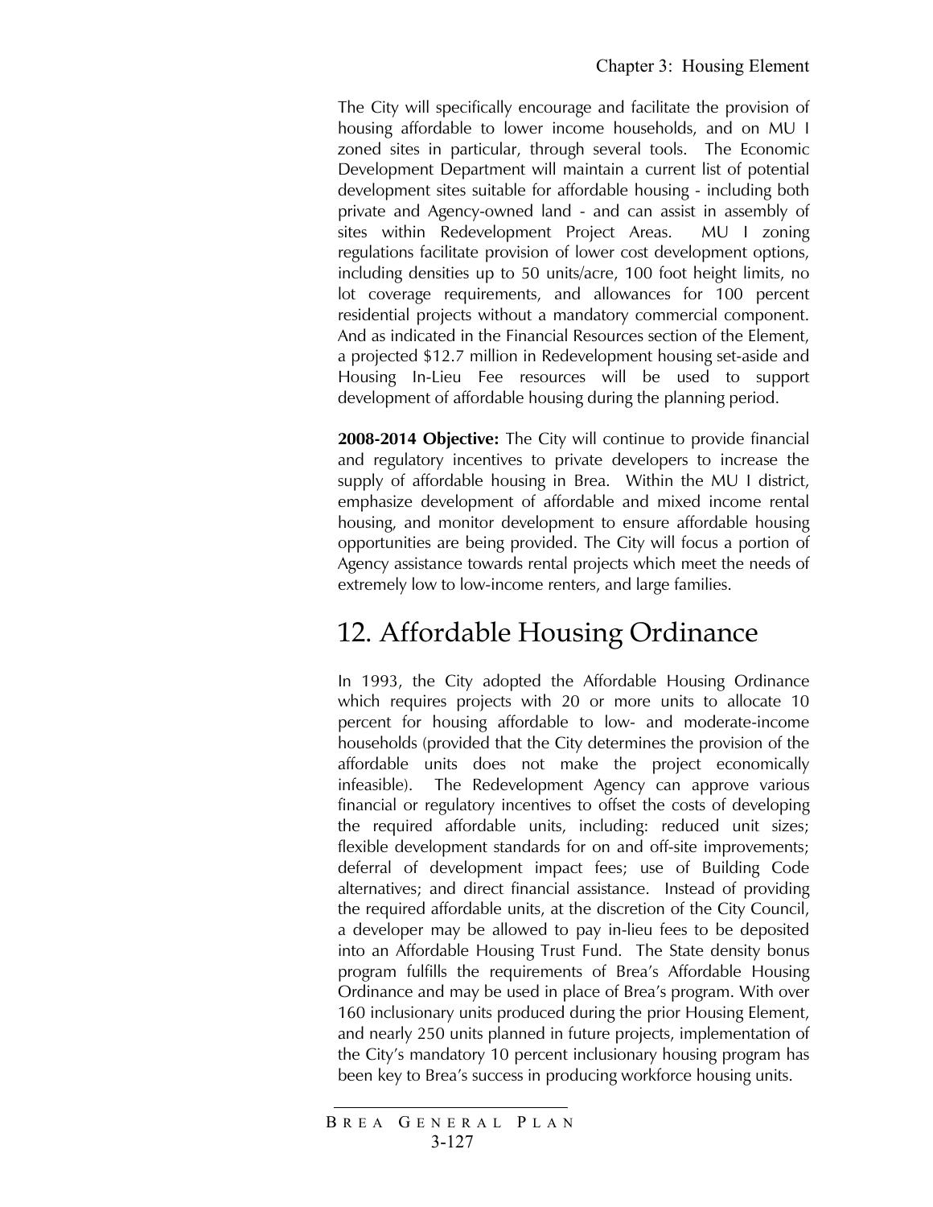The City will specifically encourage and facilitate the provision of housing affordable to lower income households, and on MU I zoned sites in particular, through several tools. The Economic Development Department will maintain a current list of potential development sites suitable for affordable housing - including both private and Agency-owned land - and can assist in assembly of sites within Redevelopment Project Areas. MU I zoning regulations facilitate provision of lower cost development options, including densities up to 50 units/acre, 100 foot height limits, no lot coverage requirements, and allowances for 100 percent residential projects without a mandatory commercial component. And as indicated in the Financial Resources section of the Element, a projected $12.7 million in Redevelopment housing set-aside and Housing In-Lieu Fee resources will be used to support development of affordable housing during the planning period.

**2008-2014 Objective:** The City will continue to provide financial and regulatory incentives to private developers to increase the supply of affordable housing in Brea. Within the MU I district, emphasize development of affordable and mixed income rental housing, and monitor development to ensure affordable housing opportunities are being provided. The City will focus a portion of Agency assistance towards rental projects which meet the needs of extremely low to low-income renters, and large families.

# 12. Affordable Housing Ordinance

In 1993, the City adopted the Affordable Housing Ordinance which requires projects with 20 or more units to allocate 10 percent for housing affordable to low- and moderate-income households (provided that the City determines the provision of the affordable units does not make the project economically infeasible). The Redevelopment Agency can approve various financial or regulatory incentives to offset the costs of developing the required affordable units, including: reduced unit sizes; flexible development standards for on and off-site improvements; deferral of development impact fees; use of Building Code alternatives; and direct financial assistance. Instead of providing the required affordable units, at the discretion of the City Council, a developer may be allowed to pay in-lieu fees to be deposited into an Affordable Housing Trust Fund. The State density bonus program fulfills the requirements of Brea's Affordable Housing Ordinance and may be used in place of Brea's program. With over 160 inclusionary units produced during the prior Housing Element, and nearly 250 units planned in future projects, implementation of the City's mandatory 10 percent inclusionary housing program has been key to Brea's success in producing workforce housing units.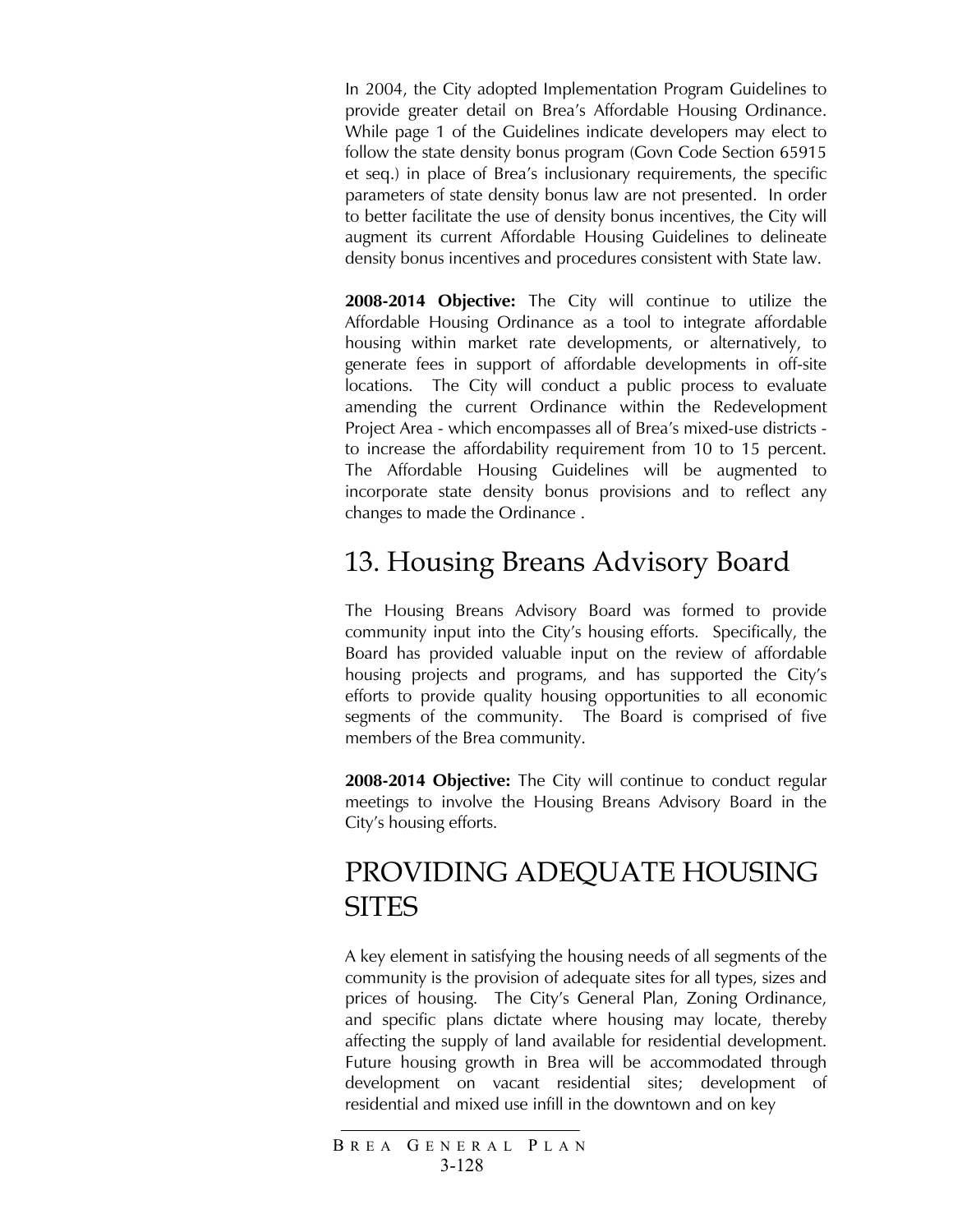In 2004, the City adopted Implementation Program Guidelines to provide greater detail on Brea's Affordable Housing Ordinance. While page 1 of the Guidelines indicate developers may elect to follow the state density bonus program (Govn Code Section 65915 et seq.) in place of Brea's inclusionary requirements, the specific parameters of state density bonus law are not presented. In order to better facilitate the use of density bonus incentives, the City will augment its current Affordable Housing Guidelines to delineate density bonus incentives and procedures consistent with State law.

**2008-2014 Objective:** The City will continue to utilize the Affordable Housing Ordinance as a tool to integrate affordable housing within market rate developments, or alternatively, to generate fees in support of affordable developments in off-site locations. The City will conduct a public process to evaluate amending the current Ordinance within the Redevelopment Project Area - which encompasses all of Brea's mixed-use districts - to increase the affordability requirement from 10 to 15 percent. The Affordable Housing Guidelines will be augmented to incorporate state density bonus provisions and to reflect any changes to made the Ordinance .

## 13. Housing Breans Advisory Board

The Housing Breans Advisory Board was formed to provide community input into the City's housing efforts. Specifically, the Board has provided valuable input on the review of affordable housing projects and programs, and has supported the City's efforts to provide quality housing opportunities to all economic segments of the community. The Board is comprised of five members of the Brea community.

**2008-2014 Objective:** The City will continue to conduct regular meetings to involve the Housing Breans Advisory Board in the City's housing efforts.

# PROVIDING ADEQUATE HOUSING SITES

A key element in satisfying the housing needs of all segments of the community is the provision of adequate sites for all types, sizes and prices of housing. The City's General Plan, Zoning Ordinance, and specific plans dictate where housing may locate, thereby affecting the supply of land available for residential development. Future housing growth in Brea will be accommodated through development on vacant residential sites; development of residential and mixed use infill in the downtown and on key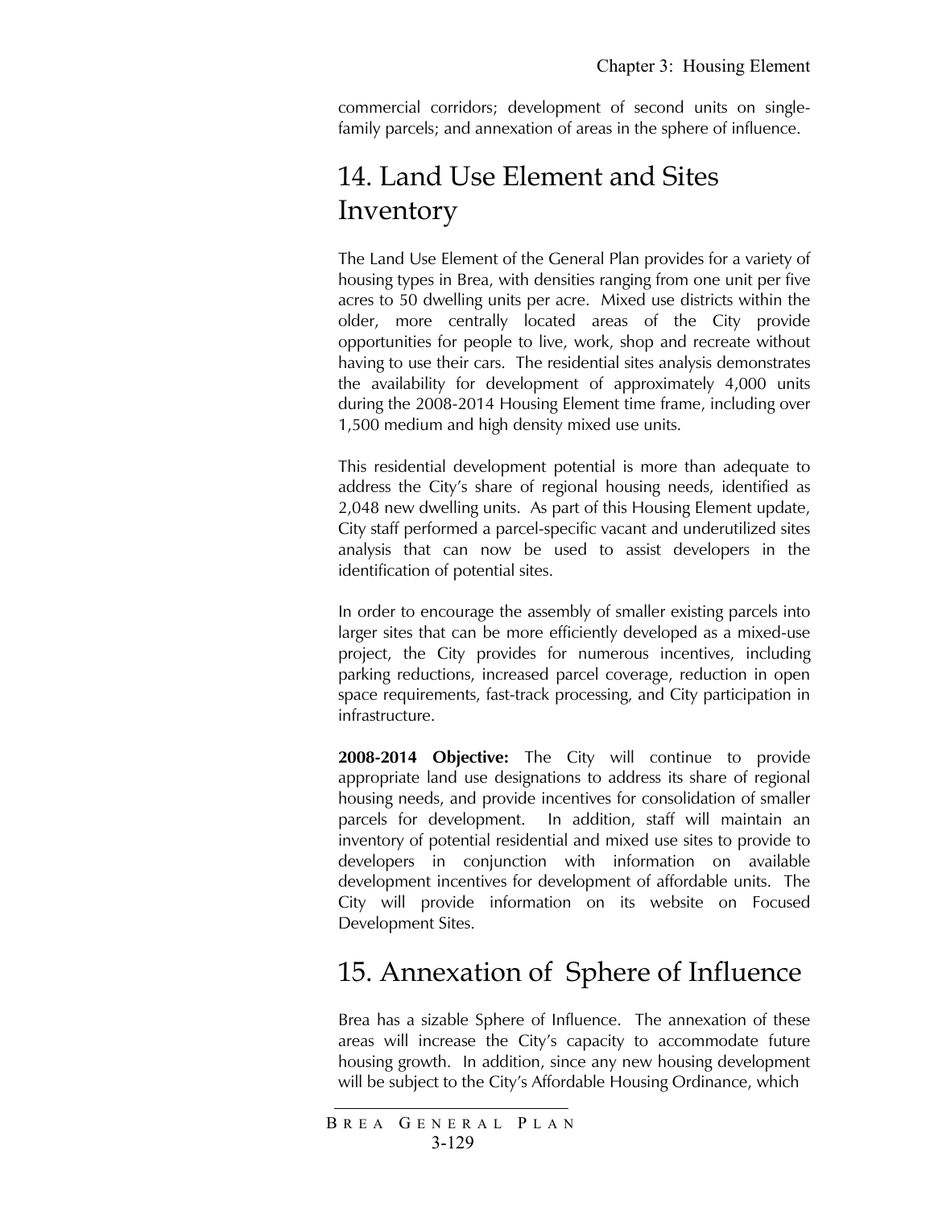commercial corridors; development of second units on single-family parcels; and annexation of areas in the sphere of influence.

## 14. Land Use Element and Sites Inventory

The Land Use Element of the General Plan provides for a variety of housing types in Brea, with densities ranging from one unit per five acres to 50 dwelling units per acre. Mixed use districts within the older, more centrally located areas of the City provide opportunities for people to live, work, shop and recreate without having to use their cars. The residential sites analysis demonstrates the availability for development of approximately 4,000 units during the 2008-2014 Housing Element time frame, including over 1,500 medium and high density mixed use units.

This residential development potential is more than adequate to address the City's share of regional housing needs, identified as 2,048 new dwelling units. As part of this Housing Element update, City staff performed a parcel-specific vacant and underutilized sites analysis that can now be used to assist developers in the identification of potential sites.

In order to encourage the assembly of smaller existing parcels into larger sites that can be more efficiently developed as a mixed-use project, the City provides for numerous incentives, including parking reductions, increased parcel coverage, reduction in open space requirements, fast-track processing, and City participation in infrastructure.

**2008-2014 Objective:** The City will continue to provide appropriate land use designations to address its share of regional housing needs, and provide incentives for consolidation of smaller parcels for development. In addition, staff will maintain an inventory of potential residential and mixed use sites to provide to developers in conjunction with information on available development incentives for development of affordable units. The City will provide information on its website on Focused Development Sites.

## 15. Annexation of Sphere of Influence

Brea has a sizable Sphere of Influence. The annexation of these areas will increase the City's capacity to accommodate future housing growth. In addition, since any new housing development will be subject to the City's Affordable Housing Ordinance, which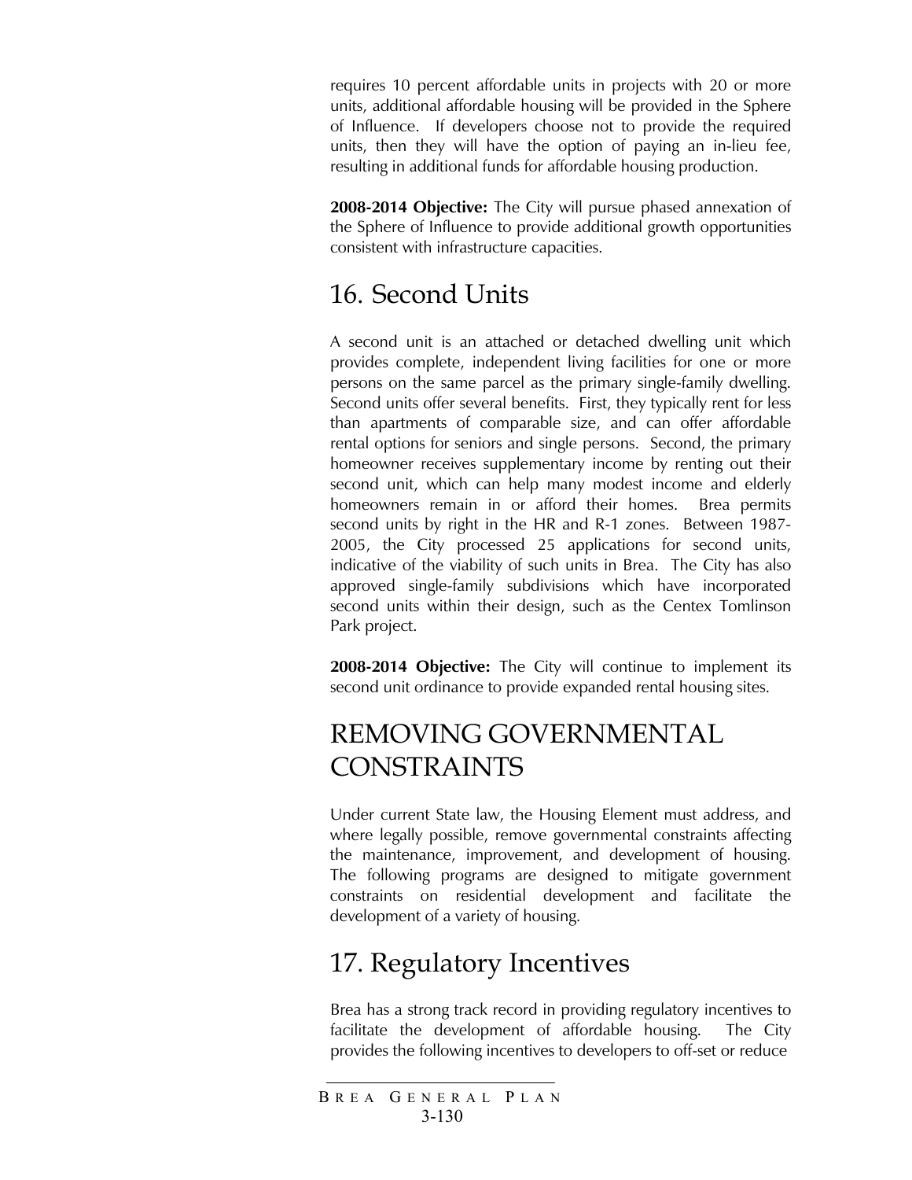requires 10 percent affordable units in projects with 20 or more units, additional affordable housing will be provided in the Sphere of Influence. If developers choose not to provide the required units, then they will have the option of paying an in-lieu fee, resulting in additional funds for affordable housing production.

**2008-2014 Objective:** The City will pursue phased annexation of the Sphere of Influence to provide additional growth opportunities consistent with infrastructure capacities.

## 16. Second Units

A second unit is an attached or detached dwelling unit which provides complete, independent living facilities for one or more persons on the same parcel as the primary single-family dwelling. Second units offer several benefits. First, they typically rent for less than apartments of comparable size, and can offer affordable rental options for seniors and single persons. Second, the primary homeowner receives supplementary income by renting out their second unit, which can help many modest income and elderly homeowners remain in or afford their homes. Brea permits second units by right in the HR and R-1 zones. Between 1987-2005, the City processed 25 applications for second units, indicative of the viability of such units in Brea. The City has also approved single-family subdivisions which have incorporated second units within their design, such as the Centex Tomlinson Park project.

**2008-2014 Objective:** The City will continue to implement its second unit ordinance to provide expanded rental housing sites.

# REMOVING GOVERNMENTAL CONSTRAINTS

Under current State law, the Housing Element must address, and where legally possible, remove governmental constraints affecting the maintenance, improvement, and development of housing. The following programs are designed to mitigate government constraints on residential development and facilitate the development of a variety of housing.

## 17. Regulatory Incentives

Brea has a strong track record in providing regulatory incentives to facilitate the development of affordable housing. The City provides the following incentives to developers to off-set or reduce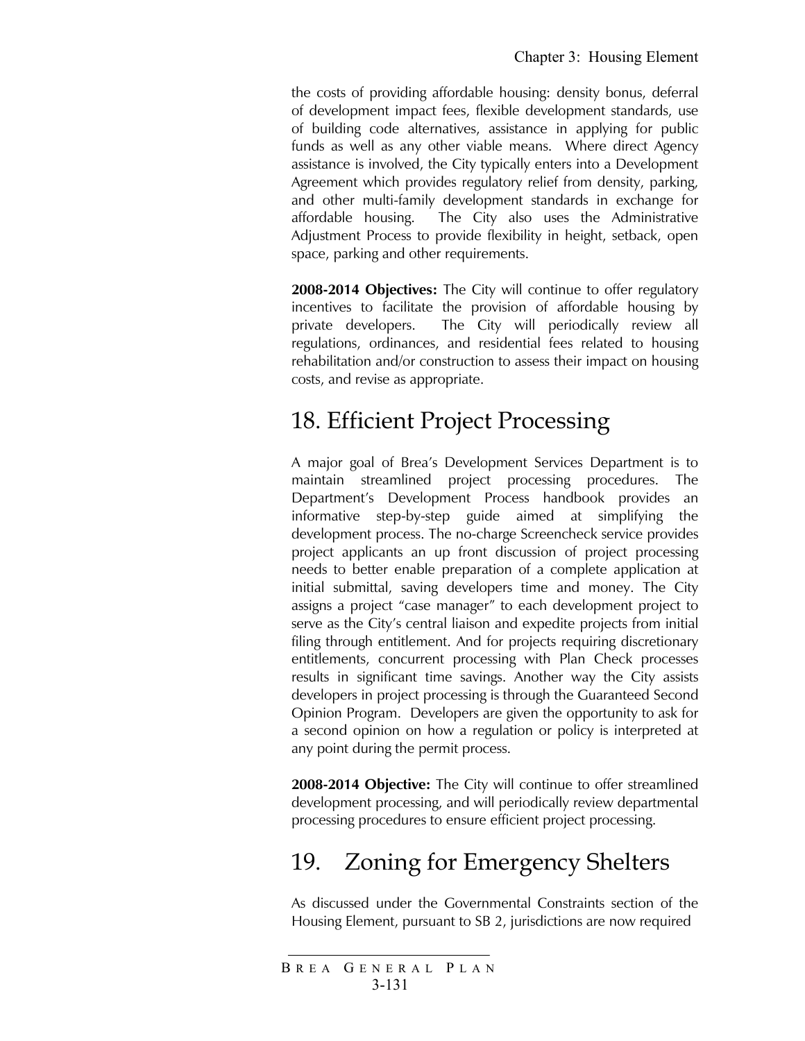the costs of providing affordable housing: density bonus, deferral of development impact fees, flexible development standards, use of building code alternatives, assistance in applying for public funds as well as any other viable means. Where direct Agency assistance is involved, the City typically enters into a Development Agreement which provides regulatory relief from density, parking, and other multi-family development standards in exchange for affordable housing. The City also uses the Administrative Adjustment Process to provide flexibility in height, setback, open space, parking and other requirements.

**2008-2014 Objectives:** The City will continue to offer regulatory incentives to facilitate the provision of affordable housing by private developers. The City will periodically review all regulations, ordinances, and residential fees related to housing rehabilitation and/or construction to assess their impact on housing costs, and revise as appropriate.

# 18. Efficient Project Processing

A major goal of Brea's Development Services Department is to maintain streamlined project processing procedures. The Department's Development Process handbook provides an informative step-by-step guide aimed at simplifying the development process. The no-charge Screencheck service provides project applicants an up front discussion of project processing needs to better enable preparation of a complete application at initial submittal, saving developers time and money. The City assigns a project "case manager" to each development project to serve as the City's central liaison and expedite projects from initial filing through entitlement. And for projects requiring discretionary entitlements, concurrent processing with Plan Check processes results in significant time savings. Another way the City assists developers in project processing is through the Guaranteed Second Opinion Program. Developers are given the opportunity to ask for a second opinion on how a regulation or policy is interpreted at any point during the permit process.

**2008-2014 Objective:** The City will continue to offer streamlined development processing, and will periodically review departmental processing procedures to ensure efficient project processing.

# 19. Zoning for Emergency Shelters

As discussed under the Governmental Constraints section of the Housing Element, pursuant to SB 2, jurisdictions are now required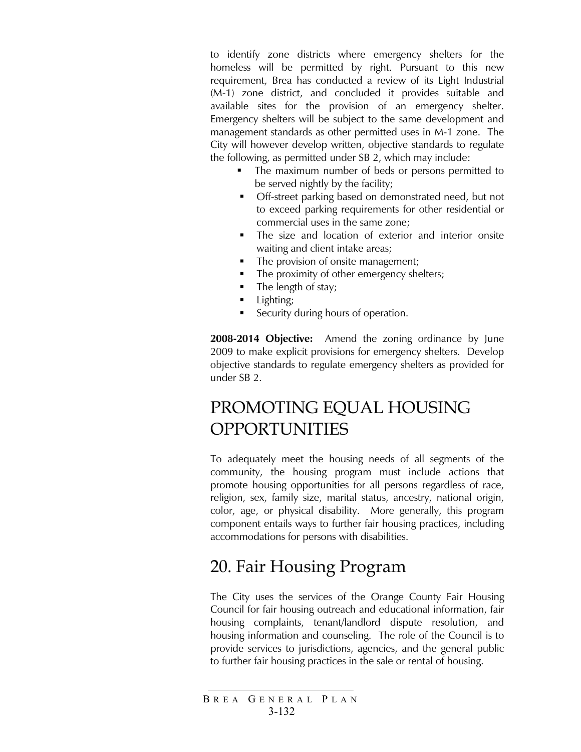to identify zone districts where emergency shelters for the homeless will be permitted by right. Pursuant to this new requirement, Brea has conducted a review of its Light Industrial (M-1) zone district, and concluded it provides suitable and available sites for the provision of an emergency shelter. Emergency shelters will be subject to the same development and management standards as other permitted uses in M-1 zone. The City will however develop written, objective standards to regulate the following, as permitted under SB 2, which may include:

- The maximum number of beds or persons permitted to be served nightly by the facility;
- Off-street parking based on demonstrated need, but not to exceed parking requirements for other residential or commercial uses in the same zone;
- The size and location of exterior and interior onsite waiting and client intake areas;
- The provision of onsite management;
- The proximity of other emergency shelters;
- The length of stay;
- Lighting;
- Security during hours of operation.

**2008-2014 Objective:** Amend the zoning ordinance by June 2009 to make explicit provisions for emergency shelters. Develop objective standards to regulate emergency shelters as provided for under SB 2.

# PROMOTING EQUAL HOUSING OPPORTUNITIES

To adequately meet the housing needs of all segments of the community, the housing program must include actions that promote housing opportunities for all persons regardless of race, religion, sex, family size, marital status, ancestry, national origin, color, age, or physical disability. More generally, this program component entails ways to further fair housing practices, including accommodations for persons with disabilities.

## 20. Fair Housing Program

The City uses the services of the Orange County Fair Housing Council for fair housing outreach and educational information, fair housing complaints, tenant/landlord dispute resolution, and housing information and counseling. The role of the Council is to provide services to jurisdictions, agencies, and the general public to further fair housing practices in the sale or rental of housing.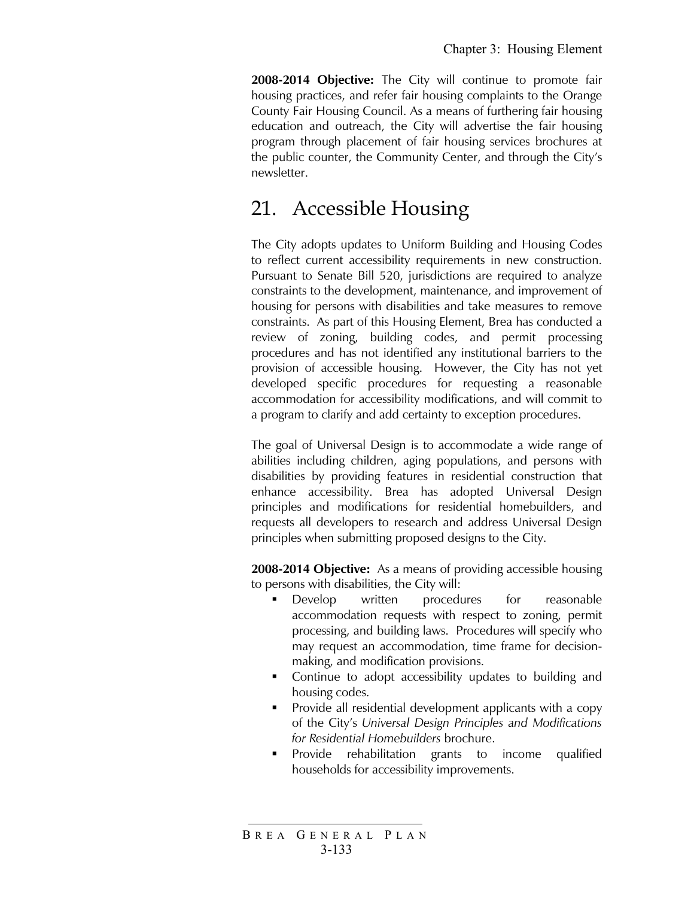**2008-2014 Objective:** The City will continue to promote fair housing practices, and refer fair housing complaints to the Orange County Fair Housing Council. As a means of furthering fair housing education and outreach, the City will advertise the fair housing program through placement of fair housing services brochures at the public counter, the Community Center, and through the City's newsletter.

## 21. Accessible Housing

The City adopts updates to Uniform Building and Housing Codes to reflect current accessibility requirements in new construction. Pursuant to Senate Bill 520, jurisdictions are required to analyze constraints to the development, maintenance, and improvement of housing for persons with disabilities and take measures to remove constraints. As part of this Housing Element, Brea has conducted a review of zoning, building codes, and permit processing procedures and has not identified any institutional barriers to the provision of accessible housing. However, the City has not yet developed specific procedures for requesting a reasonable accommodation for accessibility modifications, and will commit to a program to clarify and add certainty to exception procedures.

The goal of Universal Design is to accommodate a wide range of abilities including children, aging populations, and persons with disabilities by providing features in residential construction that enhance accessibility. Brea has adopted Universal Design principles and modifications for residential homebuilders, and requests all developers to research and address Universal Design principles when submitting proposed designs to the City.

**2008-2014 Objective:** As a means of providing accessible housing to persons with disabilities, the City will:

- Develop written procedures for reasonable accommodation requests with respect to zoning, permit processing, and building laws. Procedures will specify who may request an accommodation, time frame for decision-making, and modification provisions.
- Continue to adopt accessibility updates to building and housing codes.
- Provide all residential development applicants with a copy of the City's *Universal Design Principles and Modifications for Residential Homebuilders* brochure.
- Provide rehabilitation grants to income qualified households for accessibility improvements.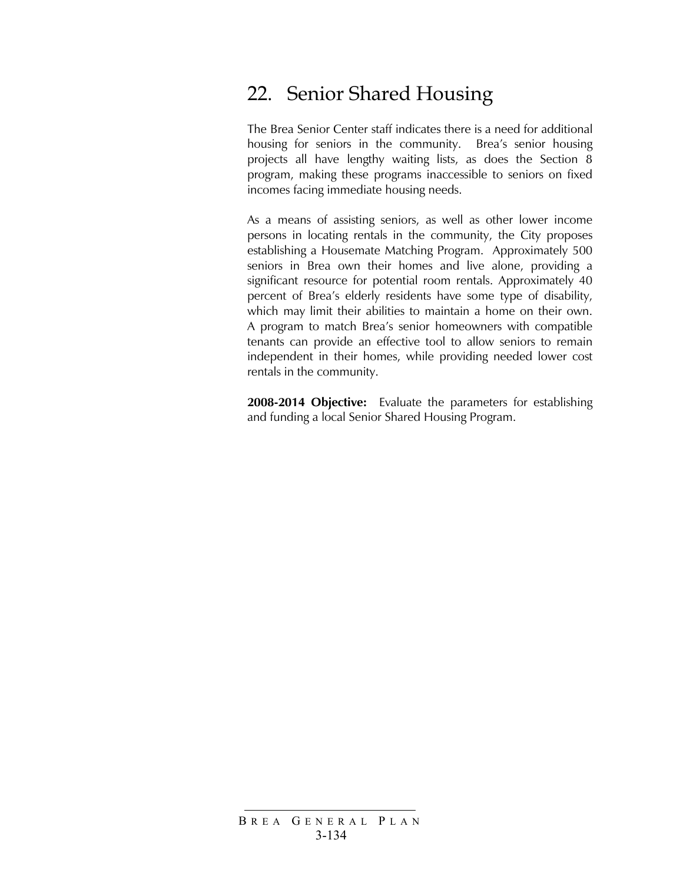## 22. Senior Shared Housing

The Brea Senior Center staff indicates there is a need for additional housing for seniors in the community. Brea's senior housing projects all have lengthy waiting lists, as does the Section 8 program, making these programs inaccessible to seniors on fixed incomes facing immediate housing needs.

As a means of assisting seniors, as well as other lower income persons in locating rentals in the community, the City proposes establishing a Housemate Matching Program. Approximately 500 seniors in Brea own their homes and live alone, providing a significant resource for potential room rentals. Approximately 40 percent of Brea's elderly residents have some type of disability, which may limit their abilities to maintain a home on their own. A program to match Brea's senior homeowners with compatible tenants can provide an effective tool to allow seniors to remain independent in their homes, while providing needed lower cost rentals in the community.

**2008-2014 Objective:** Evaluate the parameters for establishing and funding a local Senior Shared Housing Program.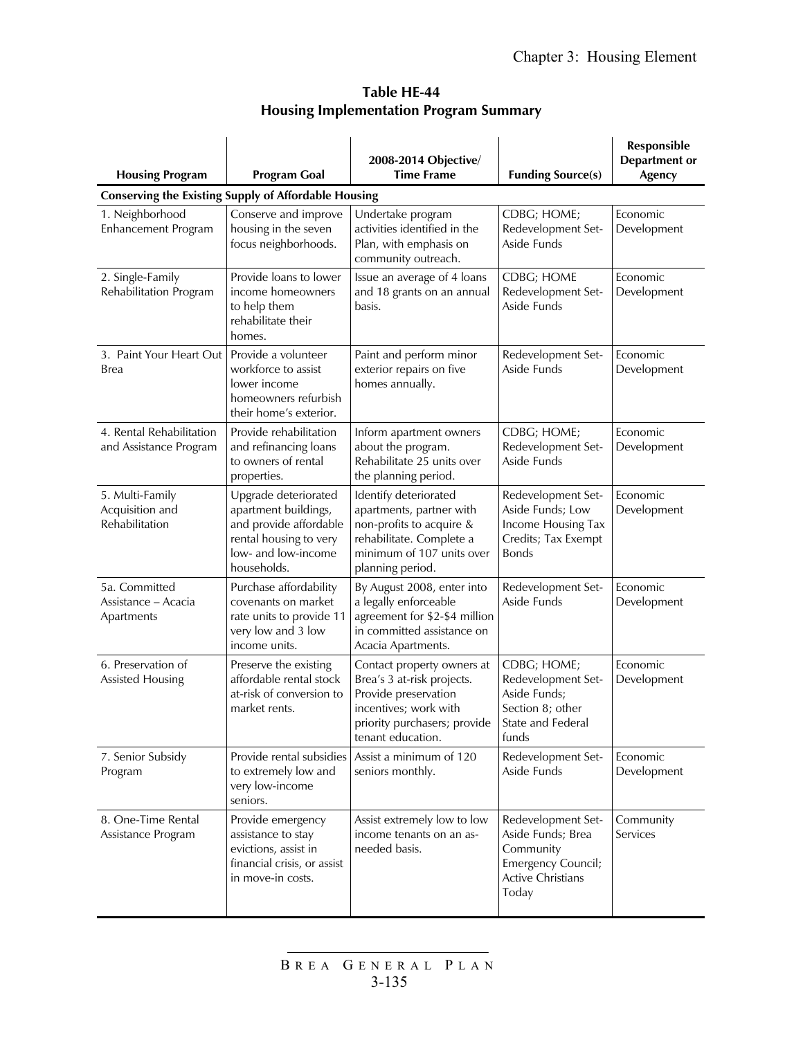**Table HE-44**
**Housing Implementation Program Summary**

| Housing Program | Program Goal | 2008-2014 Objective/ Time Frame | Funding Source(s) | Responsible Department or Agency |
|---|---|---|---|---|
| **Conserving the Existing Supply of Affordable Housing** | | | | |
| 1. Neighborhood Enhancement Program | Conserve and improve housing in the seven focus neighborhoods. | Undertake program activities identified in the Plan, with emphasis on community outreach. | CDBG; HOME; Redevelopment Set-Aside Funds | Economic Development |
| 2. Single-Family Rehabilitation Program | Provide loans to lower income homeowners to help them rehabilitate their homes. | Issue an average of 4 loans and 18 grants on an annual basis. | CDBG; HOME Redevelopment Set-Aside Funds | Economic Development |
| 3. Paint Your Heart Out Brea | Provide a volunteer workforce to assist lower income homeowners refurbish their home's exterior. | Paint and perform minor exterior repairs on five homes annually. | Redevelopment Set-Aside Funds | Economic Development |
| 4. Rental Rehabilitation and Assistance Program | Provide rehabilitation and refinancing loans to owners of rental properties. | Inform apartment owners about the program. Rehabilitate 25 units over the planning period. | CDBG; HOME; Redevelopment Set-Aside Funds | Economic Development |
| 5. Multi-Family Acquisition and Rehabilitation | Upgrade deteriorated apartment buildings, and provide affordable rental housing to very low- and low-income households. | Identify deteriorated apartments, partner with non-profits to acquire & rehabilitate. Complete a minimum of 107 units over planning period. | Redevelopment Set-Aside Funds; Low Income Housing Tax Credits; Tax Exempt Bonds | Economic Development |
| 5a. Committed Assistance – Acacia Apartments | Purchase affordability covenants on market rate units to provide 11 very low and 3 low income units. | By August 2008, enter into a legally enforceable agreement for $2-$4 million in committed assistance on Acacia Apartments. | Redevelopment Set-Aside Funds | Economic Development |
| 6. Preservation of Assisted Housing | Preserve the existing affordable rental stock at-risk of conversion to market rents. | Contact property owners at Brea's 3 at-risk projects. Provide preservation incentives; work with priority purchasers; provide tenant education. | CDBG; HOME; Redevelopment Set-Aside Funds; Section 8; other State and Federal funds | Economic Development |
| 7. Senior Subsidy Program | Provide rental subsidies to extremely low and very low-income seniors. | Assist a minimum of 120 seniors monthly. | Redevelopment Set-Aside Funds | Economic Development |
| 8. One-Time Rental Assistance Program | Provide emergency assistance to stay evictions, assist in financial crisis, or assist in move-in costs. | Assist extremely low to low income tenants on an as-needed basis. | Redevelopment Set-Aside Funds; Brea Community Emergency Council; Active Christians Today | Community Services |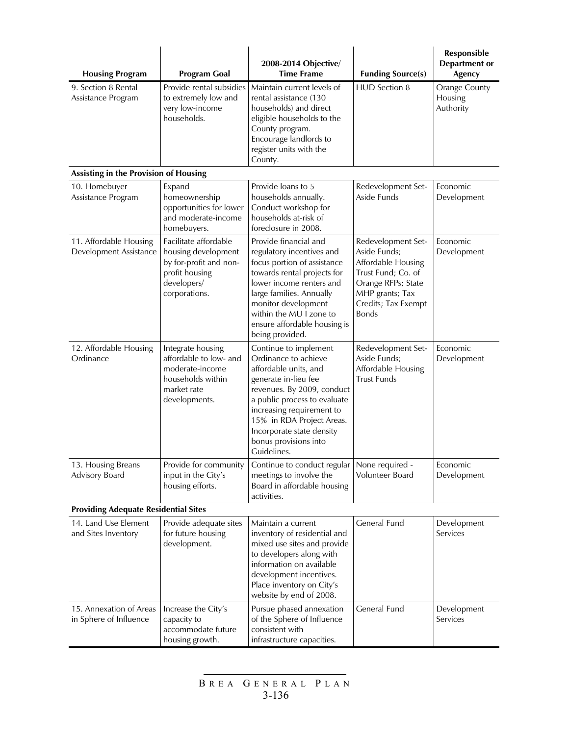| Housing Program | Program Goal | 2008-2014 Objective/ Time Frame | Funding Source(s) | Responsible Department or Agency |
|---|---|---|---|---|
| 9. Section 8 Rental Assistance Program | Provide rental subsidies to extremely low and very low-income households. | Maintain current levels of rental assistance (130 households) and direct eligible households to the County program. Encourage landlords to register units with the County. | HUD Section 8 | Orange County Housing Authority |
| **Assisting in the Provision of Housing** | | | | |
| 10. Homebuyer Assistance Program | Expand homeownership opportunities for lower and moderate-income homebuyers. | Provide loans to 5 households annually. Conduct workshop for households at-risk of foreclosure in 2008. | Redevelopment Set-Aside Funds | Economic Development |
| 11. Affordable Housing Development Assistance | Facilitate affordable housing development by for-profit and non-profit housing developers/ corporations. | Provide financial and regulatory incentives and focus portion of assistance towards rental projects for lower income renters and large families. Annually monitor development within the MU I zone to ensure affordable housing is being provided. | Redevelopment Set-Aside Funds; Affordable Housing Trust Fund; Co. of Orange RFPs; State MHP grants; Tax Credits; Tax Exempt Bonds | Economic Development |
| 12. Affordable Housing Ordinance | Integrate housing affordable to low- and moderate-income households within market rate developments. | Continue to implement Ordinance to achieve affordable units, and generate in-lieu fee revenues. By 2009, conduct a public process to evaluate increasing requirement to 15% in RDA Project Areas. Incorporate state density bonus provisions into Guidelines. | Redevelopment Set-Aside Funds; Affordable Housing Trust Funds | Economic Development |
| 13. Housing Breans Advisory Board | Provide for community input in the City's housing efforts. | Continue to conduct regular meetings to involve the Board in affordable housing activities. | None required - Volunteer Board | Economic Development |
| **Providing Adequate Residential Sites** | | | | |
| 14. Land Use Element and Sites Inventory | Provide adequate sites for future housing development. | Maintain a current inventory of residential and mixed use sites and provide to developers along with information on available development incentives. Place inventory on City's website by end of 2008. | General Fund | Development Services |
| 15. Annexation of Areas in Sphere of Influence | Increase the City's capacity to accommodate future housing growth. | Pursue phased annexation of the Sphere of Influence consistent with infrastructure capacities. | General Fund | Development Services |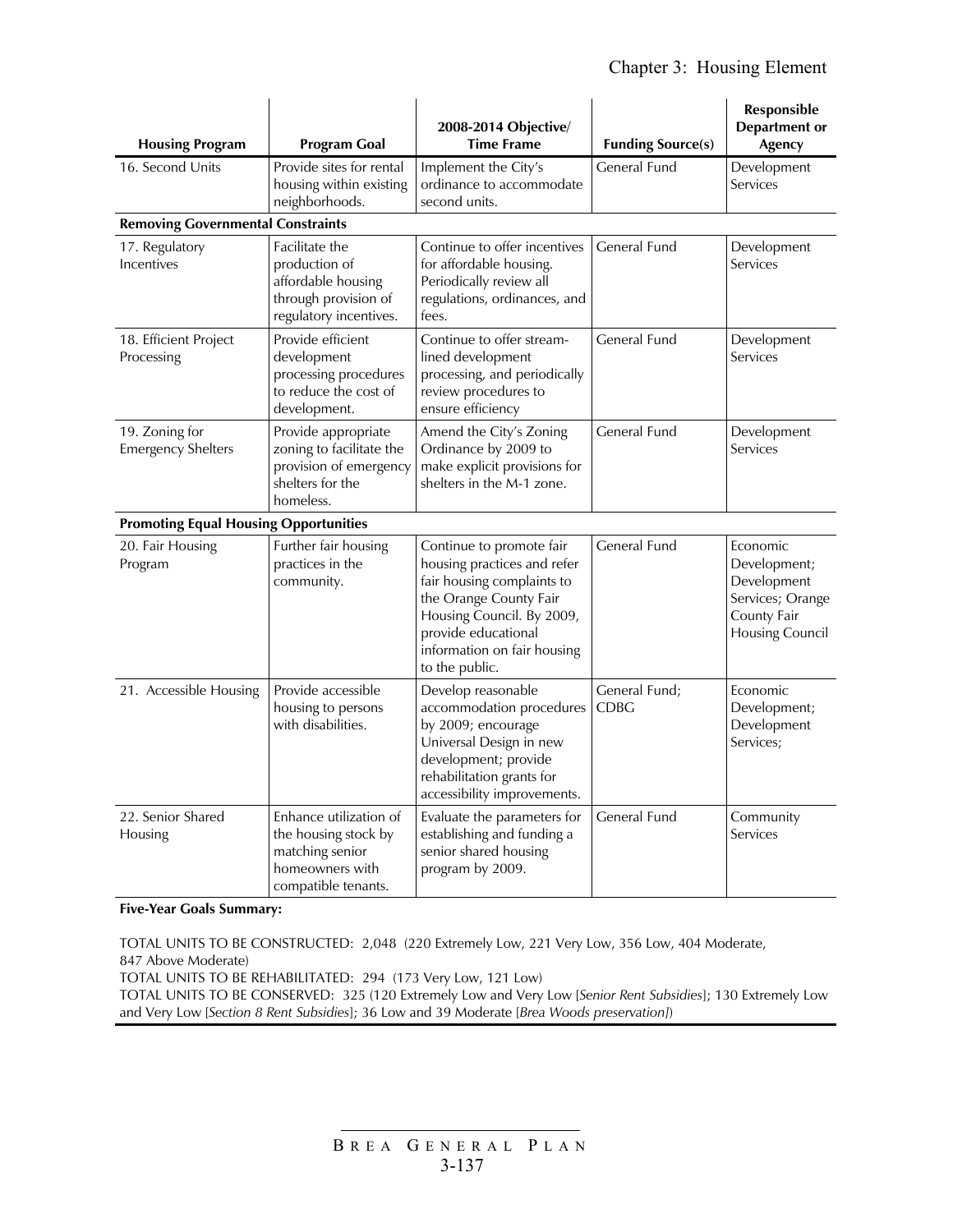| Housing Program | Program Goal | 2008-2014 Objective/ Time Frame | Funding Source(s) | Responsible Department or Agency |
|---|---|---|---|---|
| 16. Second Units | Provide sites for rental housing within existing neighborhoods. | Implement the City's ordinance to accommodate second units. | General Fund | Development Services |
| **Removing Governmental Constraints** | | | | |
| 17. Regulatory Incentives | Facilitate the production of affordable housing through provision of regulatory incentives. | Continue to offer incentives for affordable housing. Periodically review all regulations, ordinances, and fees. | General Fund | Development Services |
| 18. Efficient Project Processing | Provide efficient development processing procedures to reduce the cost of development. | Continue to offer stream-lined development processing, and periodically review procedures to ensure efficiency | General Fund | Development Services |
| 19. Zoning for Emergency Shelters | Provide appropriate zoning to facilitate the provision of emergency shelters for the homeless. | Amend the City's Zoning Ordinance by 2009 to make explicit provisions for shelters in the M-1 zone. | General Fund | Development Services |
| **Promoting Equal Housing Opportunities** | | | | |
| 20. Fair Housing Program | Further fair housing practices in the community. | Continue to promote fair housing practices and refer fair housing complaints to the Orange County Fair Housing Council. By 2009, provide educational information on fair housing to the public. | General Fund | Economic Development; Development Services; Orange County Fair Housing Council |
| 21. Accessible Housing | Provide accessible housing to persons with disabilities. | Develop reasonable accommodation procedures by 2009; encourage Universal Design in new development; provide rehabilitation grants for accessibility improvements. | General Fund; CDBG | Economic Development; Development Services; |
| 22. Senior Shared Housing | Enhance utilization of the housing stock by matching senior homeowners with compatible tenants. | Evaluate the parameters for establishing and funding a senior shared housing program by 2009. | General Fund | Community Services |

**Five-Year Goals Summary:**

TOTAL UNITS TO BE CONSTRUCTED: 2,048 (220 Extremely Low, 221 Very Low, 356 Low, 404 Moderate, 847 Above Moderate)
TOTAL UNITS TO BE REHABILITATED: 294 (173 Very Low, 121 Low)
TOTAL UNITS TO BE CONSERVED: 325 (120 Extremely Low and Very Low [*Senior Rent Subsidies*]; 130 Extremely Low and Very Low [*Section 8 Rent Subsidies*]; 36 Low and 39 Moderate [*Brea Woods preservation]*)